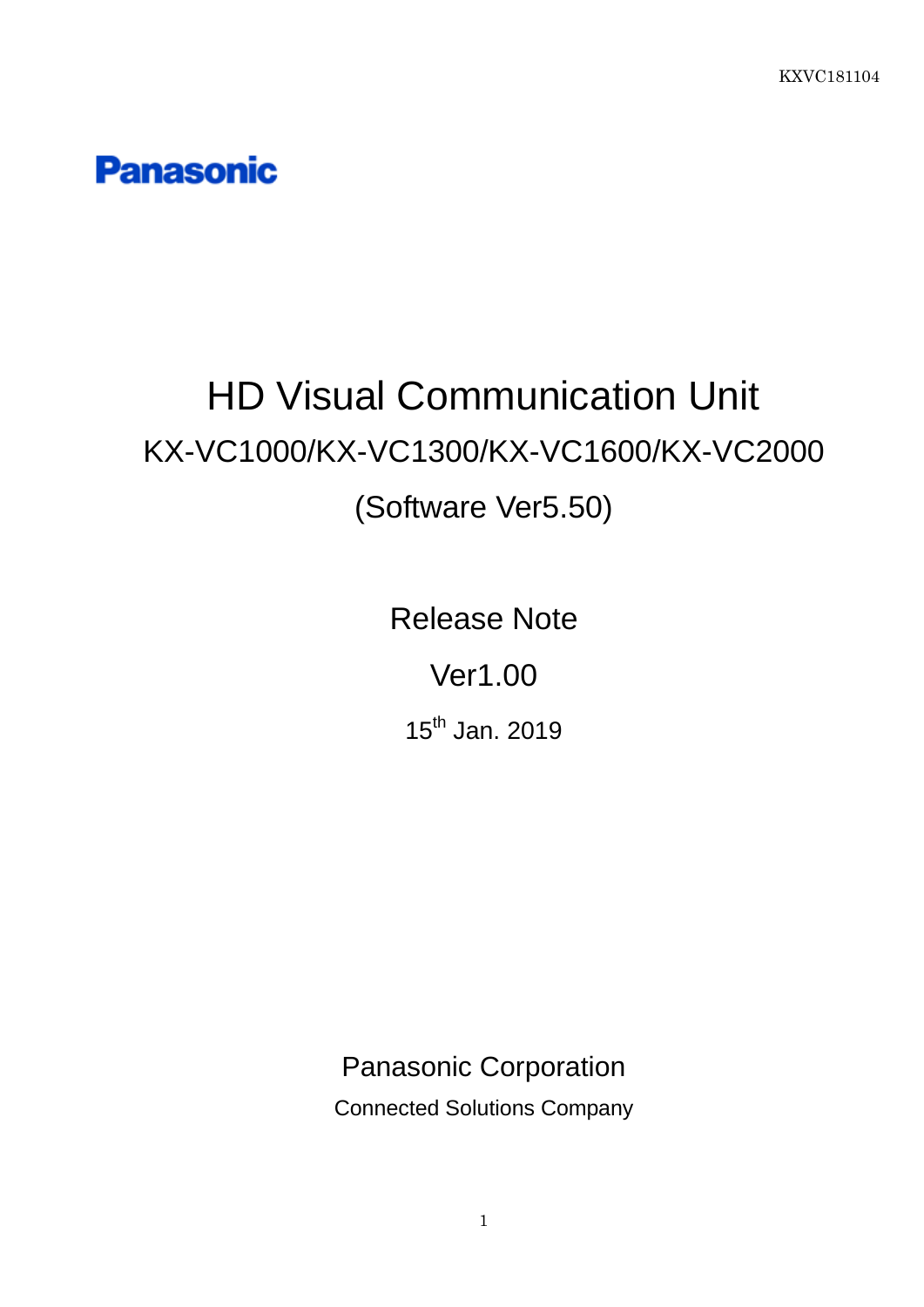KXVC181104

Panasonic

# HD Visual Communication Unit

## KX-VC1000/KX-VC1300/KX-VC1600/KX-VC2000

## (Software Ver5.50)

## Release Note

## Ver1.00

15th Jan. 2019

Panasonic Corporation

Connected Solutions Company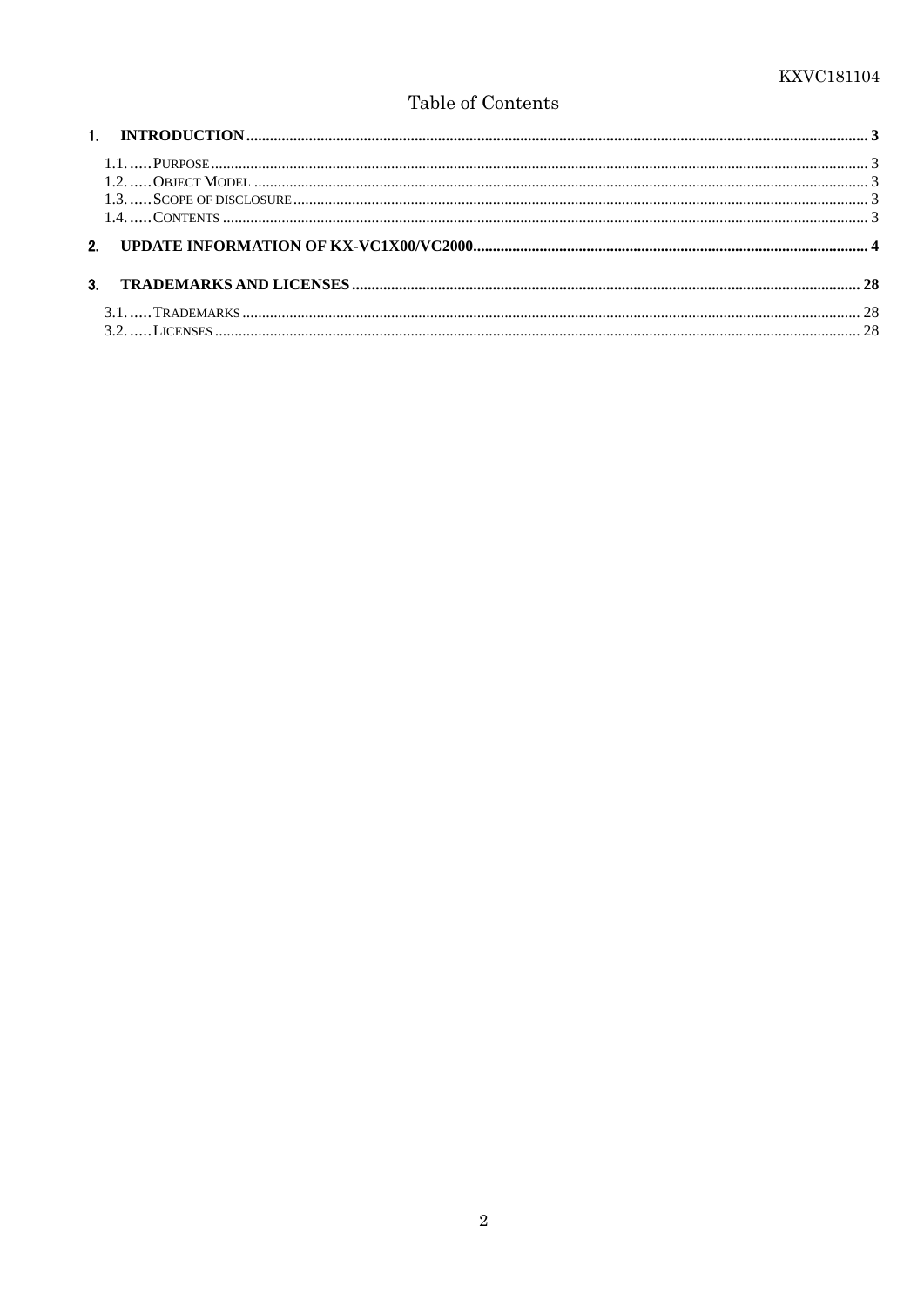# Table of Contents

1. INTRODUCTION .......... 3
   - 1.1. PURPOSE .......... 3
   - 1.2. OBJECT MODEL .......... 3
   - 1.3. SCOPE OF DISCLOSURE .......... 3
   - 1.4. CONTENTS .......... 3
2. UPDATE INFORMATION OF KX-VC1X00/VC2000 .......... 4
3. TRADEMARKS AND LICENSES .......... 28
   - 3.1. TRADEMARKS .......... 28
   - 3.2. LICENSES .......... 28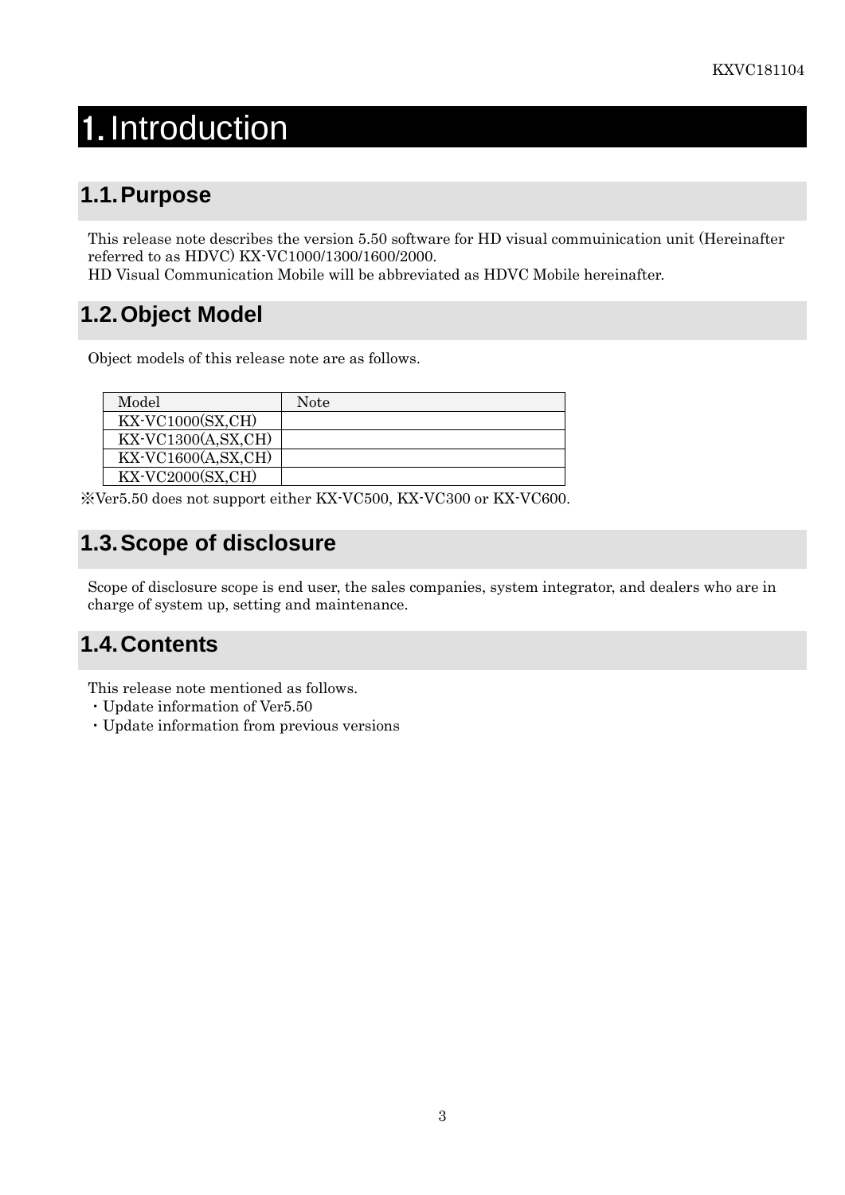# 1. Introduction

## 1.1. Purpose

This release note describes the version 5.50 software for HD visual commuinication unit (Hereinafter referred to as HDVC) KX-VC1000/1300/1600/2000.
HD Visual Communication Mobile will be abbreviated as HDVC Mobile hereinafter.

## 1.2. Object Model

Object models of this release note are as follows.

| Model | Note |
|---|---|
| KX-VC1000(SX,CH) | |
| KX-VC1300(A,SX,CH) | |
| KX-VC1600(A,SX,CH) | |
| KX-VC2000(SX,CH) | |

※Ver5.50 does not support either KX-VC500, KX-VC300 or KX-VC600.

## 1.3. Scope of disclosure

Scope of disclosure scope is end user, the sales companies, system integrator, and dealers who are in charge of system up, setting and maintenance.

## 1.4. Contents

This release note mentioned as follows.

・Update information of Ver5.50
・Update information from previous versions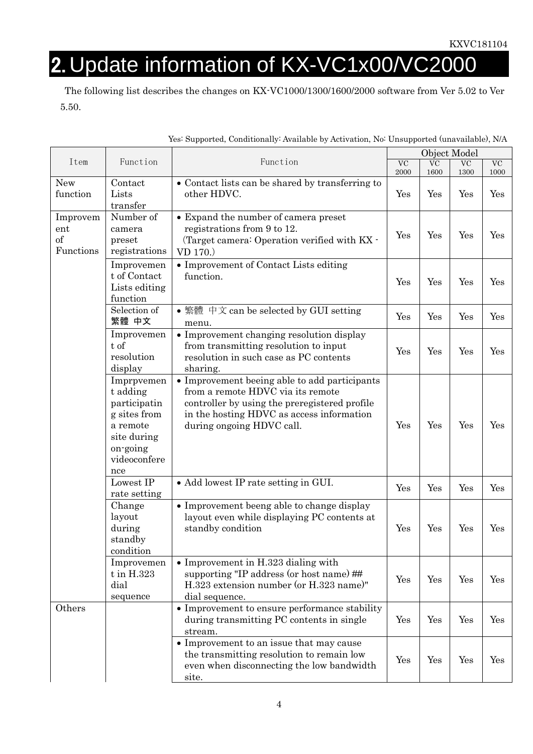# 2. Update information of KX-VC1x00/VC2000

The following list describes the changes on KX-VC1000/1300/1600/2000 software from Ver 5.02 to Ver 5.50.

Yes: Supported, Conditionally: Available by Activation, No: Unsupported (unavailable), N/A

| Item | Function | Function | Object Model | | | |
|---|---|---|---|---|---|---|
| | | | VC 2000 | VC 1600 | VC 1300 | VC 1000 |
| New function | Contact Lists transfer | • Contact lists can be shared by transferring to other HDVC. | Yes | Yes | Yes | Yes |
| Improvement of Functions | Number of camera preset registrations | • Expand the number of camera preset registrations from 9 to 12. (Target camera: Operation verified with KX - VD 170.) | Yes | Yes | Yes | Yes |
| | Improvement of Contact Lists editing function | • Improvement of Contact Lists editing function. | Yes | Yes | Yes | Yes |
| | Selection of 繁體 中文 | • 繁體 中文 can be selected by GUI setting menu. | Yes | Yes | Yes | Yes |
| | Improvement of resolution display | • Improvement changing resolution display from transmitting resolution to input resolution in such case as PC contents sharing. | Yes | Yes | Yes | Yes |
| | Imprpvement adding participating sites from a remote site during on-going videoconference | • Improvement beeing able to add participants from a remote HDVC via its remote controller by using the preregistered profile in the hosting HDVC as access information during ongoing HDVC call. | Yes | Yes | Yes | Yes |
| | Lowest IP rate setting | • Add lowest IP rate setting in GUI. | Yes | Yes | Yes | Yes |
| | Change layout during standby condition | • Improvement beeng able to change display layout even while displaying PC contents at standby condition | Yes | Yes | Yes | Yes |
| | Improvement in H.323 dial sequence | • Improvement in H.323 dialing with supporting "IP address (or host name) ## H.323 extension number (or H.323 name)" dial sequence. | Yes | Yes | Yes | Yes |
| Others | | • Improvement to ensure performance stability during transmitting PC contents in single stream. | Yes | Yes | Yes | Yes |
| | | • Improvement to an issue that may cause the transmitting resolution to remain low even when disconnecting the low bandwidth site. | Yes | Yes | Yes | Yes |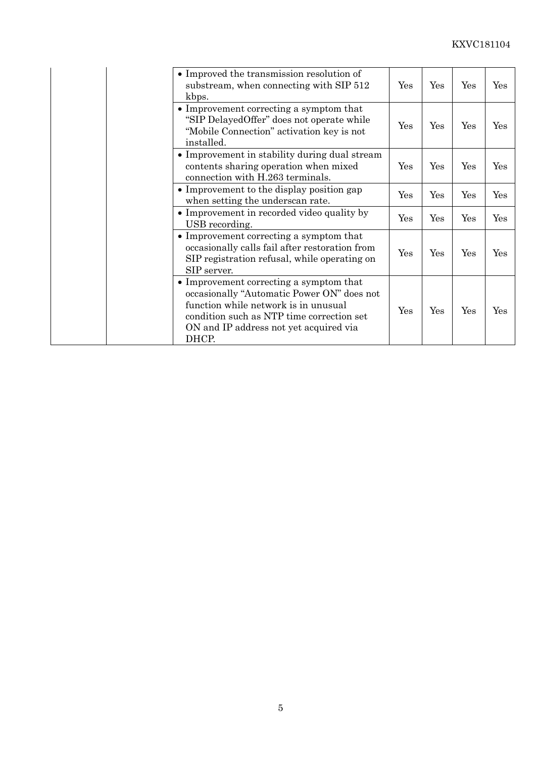| | | | | | | |
|---|---|---|---|---|---|---|
| | | • Improved the transmission resolution of substream, when connecting with SIP 512 kbps. | Yes | Yes | Yes | Yes |
| | | • Improvement correcting a symptom that “SIP DelayedOffer” does not operate while “Mobile Connection” activation key is not installed. | Yes | Yes | Yes | Yes |
| | | • Improvement in stability during dual stream contents sharing operation when mixed connection with H.263 terminals. | Yes | Yes | Yes | Yes |
| | | • Improvement to the display position gap when setting the underscan rate. | Yes | Yes | Yes | Yes |
| | | • Improvement in recorded video quality by USB recording. | Yes | Yes | Yes | Yes |
| | | • Improvement correcting a symptom that occasionally calls fail after restoration from SIP registration refusal, while operating on SIP server. | Yes | Yes | Yes | Yes |
| | | • Improvement correcting a symptom that occasionally “Automatic Power ON” does not function while network is in unusual condition such as NTP time correction set ON and IP address not yet acquired via DHCP. | Yes | Yes | Yes | Yes |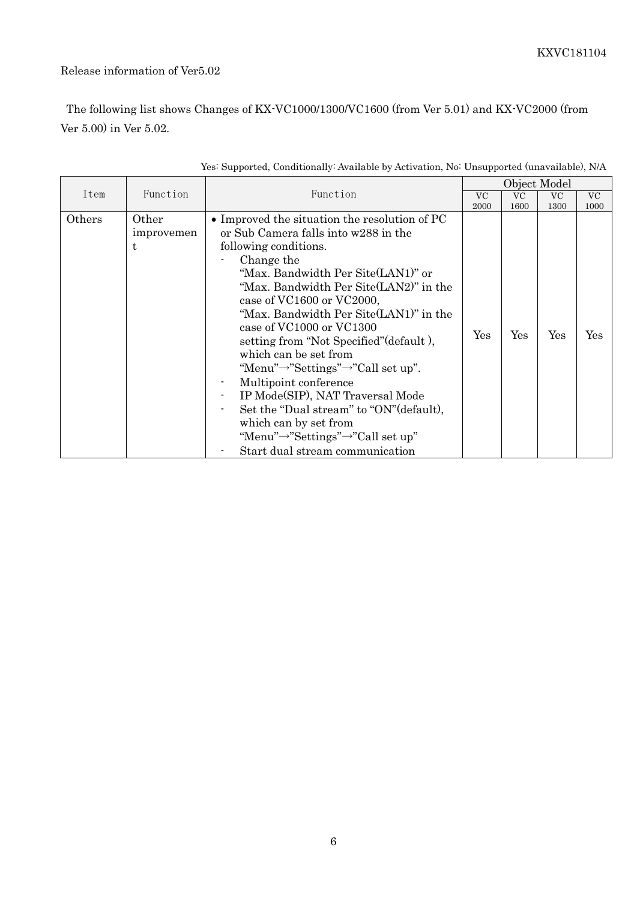KXVC181104

Release information of Ver5.02

The following list shows Changes of KX-VC1000/1300/VC1600 (from Ver 5.01) and KX-VC2000 (from Ver 5.00) in Ver 5.02.

Yes: Supported, Conditionally: Available by Activation, No: Unsupported (unavailable), N/A

| Item | Function | Function | Object Model | | | |
|---|---|---|---|---|---|---|
| | | | VC 2000 | VC 1600 | VC 1300 | VC 1000 |
| Others | Other improvement | • Improved the situation the resolution of PC or Sub Camera falls into w288 in the following conditions.<br>- Change the "Max. Bandwidth Per Site(LAN1)" or "Max. Bandwidth Per Site(LAN2)" in the case of VC1600 or VC2000, "Max. Bandwidth Per Site(LAN1)" in the case of VC1000 or VC1300 setting from "Not Specified"(default ), which can be set from "Menu"→"Settings"→"Call set up".<br>- Multipoint conference<br>- IP Mode(SIP), NAT Traversal Mode<br>- Set the "Dual stream" to "ON"(default), which can by set from "Menu"→"Settings"→"Call set up"<br>- Start dual stream communication | Yes | Yes | Yes | Yes |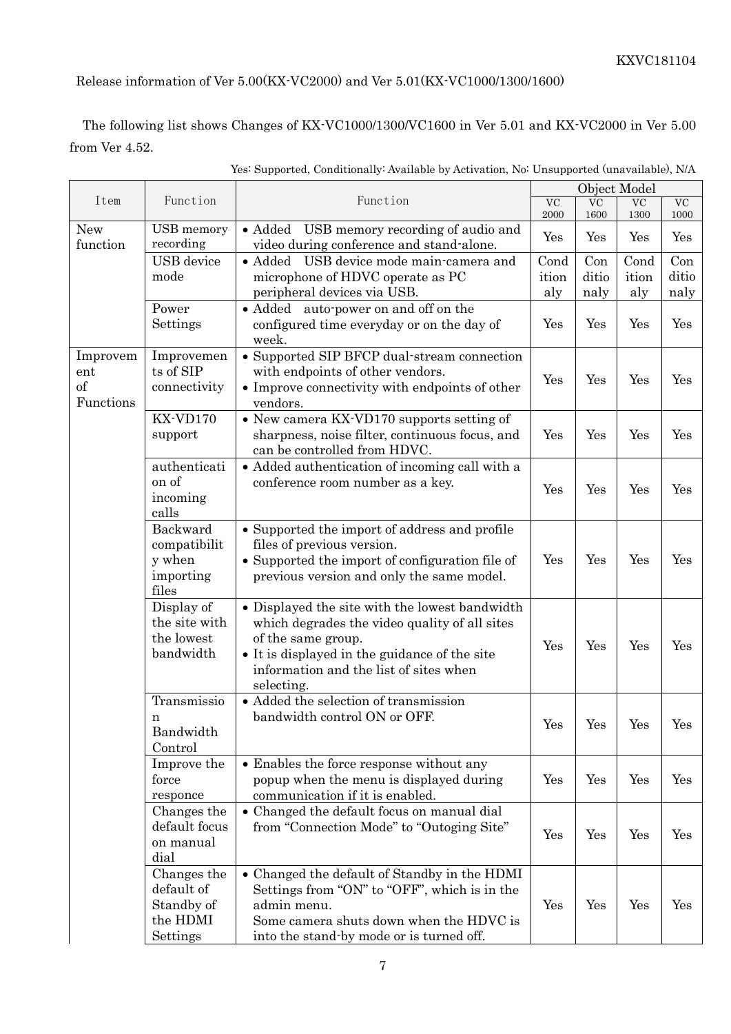KXVC181104

Release information of Ver 5.00(KX-VC2000) and Ver 5.01(KX-VC1000/1300/1600)

The following list shows Changes of KX-VC1000/1300/VC1600 in Ver 5.01 and KX-VC2000 in Ver 5.00 from Ver 4.52.

Yes: Supported, Conditionally: Available by Activation, No: Unsupported (unavailable), N/A

| Item | Function | Function | Object Model | | | |
|---|---|---|---|---|---|---|
| | | | VC 2000 | VC 1600 | VC 1300 | VC 1000 |
| New function | USB memory recording | • Added USB memory recording of audio and video during conference and stand-alone. | Yes | Yes | Yes | Yes |
| | USB device mode | • Added USB device mode main-camera and microphone of HDVC operate as PC peripheral devices via USB. | Conditionaly | Conditionaly | Conditionaly | Conditionaly |
| | Power Settings | • Added auto-power on and off on the configured time everyday or on the day of week. | Yes | Yes | Yes | Yes |
| Improvement of Functions | Improvements of SIP connectivity | • Supported SIP BFCP dual-stream connection with endpoints of other vendors.<br>• Improve connectivity with endpoints of other vendors. | Yes | Yes | Yes | Yes |
| | KX-VD170 support | • New camera KX-VD170 supports setting of sharpness, noise filter, continuous focus, and can be controlled from HDVC. | Yes | Yes | Yes | Yes |
| | authentication of incoming calls | • Added authentication of incoming call with a conference room number as a key. | Yes | Yes | Yes | Yes |
| | Backward compatibility when importing files | • Supported the import of address and profile files of previous version.<br>• Supported the import of configuration file of previous version and only the same model. | Yes | Yes | Yes | Yes |
| | Display of the site with the lowest bandwidth | • Displayed the site with the lowest bandwidth which degrades the video quality of all sites of the same group.<br>• It is displayed in the guidance of the site information and the list of sites when selecting. | Yes | Yes | Yes | Yes |
| | Transmission Bandwidth Control | • Added the selection of transmission bandwidth control ON or OFF. | Yes | Yes | Yes | Yes |
| | Improve the force responce | • Enables the force response without any popup when the menu is displayed during communication if it is enabled. | Yes | Yes | Yes | Yes |
| | Changes the default focus on manual dial | • Changed the default focus on manual dial from "Connection Mode" to "Outoging Site" | Yes | Yes | Yes | Yes |
| | Changes the default of Standby of the HDMI Settings | • Changed the default of Standby in the HDMI Settings from "ON" to "OFF", which is in the admin menu.<br>Some camera shuts down when the HDVC is into the stand-by mode or is turned off. | Yes | Yes | Yes | Yes |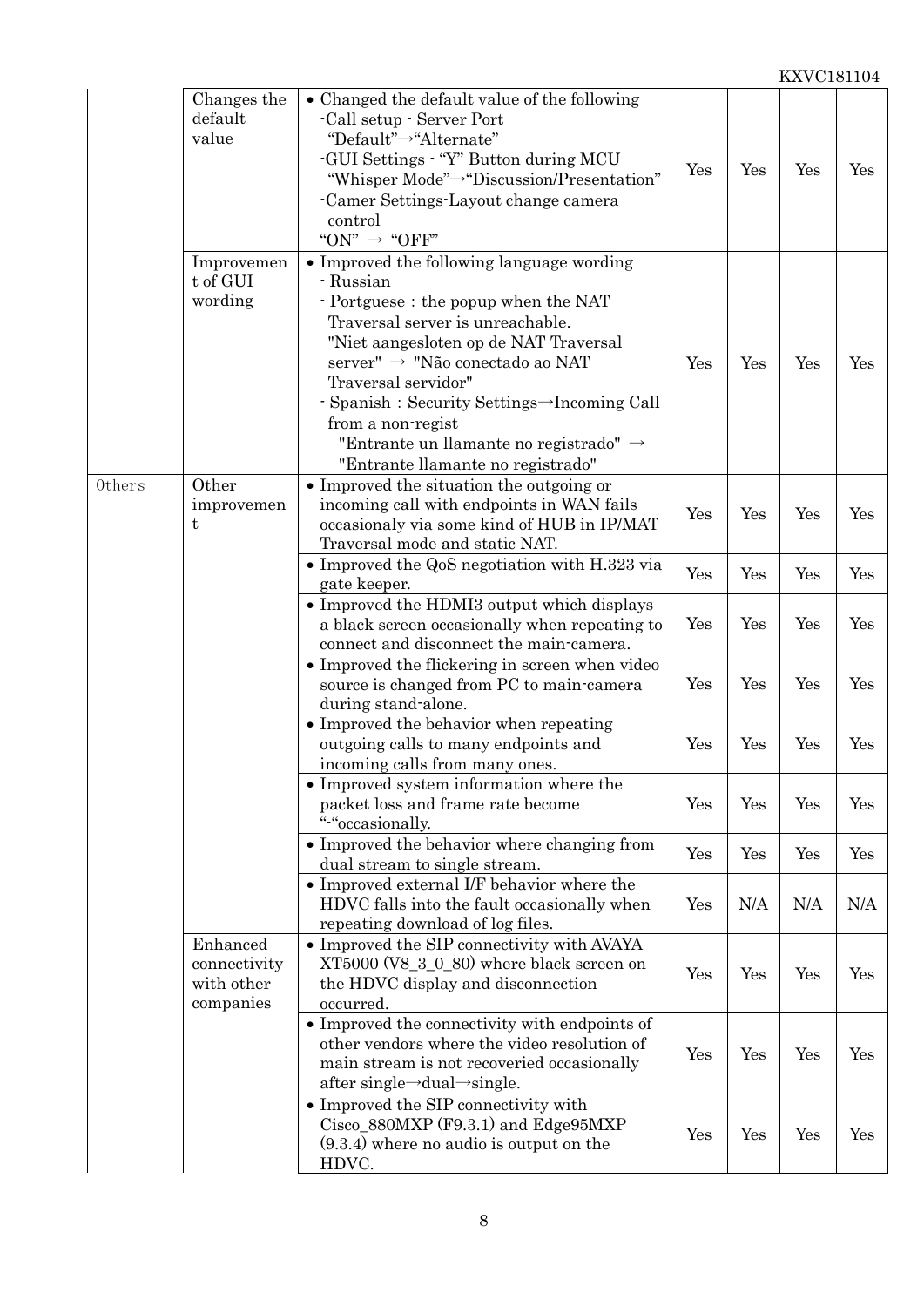| | | | | | | |
|---|---|---|---|---|---|---|
| | Changes the default value | • Changed the default value of the following<br>-Call setup - Server Port<br>"Default"→"Alternate"<br>-GUI Settings - "Y" Button during MCU<br>"Whisper Mode"→"Discussion/Presentation"<br>-Camer Settings-Layout change camera control<br>"ON" → "OFF" | Yes | Yes | Yes | Yes |
| | Improvement of GUI wording | • Improved the following language wording<br>- Russian<br>- Portguese : the popup when the NAT Traversal server is unreachable.<br>"Niet aangesloten op de NAT Traversal server" → "Não conectado ao NAT Traversal servidor"<br>- Spanish : Security Settings→Incoming Call from a non-regist<br>"Entrante un llamante no registrado" → "Entrante llamante no registrado" | Yes | Yes | Yes | Yes |
| Others | Other improvement | • Improved the situation the outgoing or incoming call with endpoints in WAN fails occasionaly via some kind of HUB in IP/MAT Traversal mode and static NAT. | Yes | Yes | Yes | Yes |
| | | • Improved the QoS negotiation with H.323 via gate keeper. | Yes | Yes | Yes | Yes |
| | | • Improved the HDMI3 output which displays a black screen occasionally when repeating to connect and disconnect the main-camera. | Yes | Yes | Yes | Yes |
| | | • Improved the flickering in screen when video source is changed from PC to main-camera during stand-alone. | Yes | Yes | Yes | Yes |
| | | • Improved the behavior when repeating outgoing calls to many endpoints and incoming calls from many ones. | Yes | Yes | Yes | Yes |
| | | • Improved system information where the packet loss and frame rate become "-"occasionally. | Yes | Yes | Yes | Yes |
| | | • Improved the behavior where changing from dual stream to single stream. | Yes | Yes | Yes | Yes |
| | | • Improved external I/F behavior where the HDVC falls into the fault occasionally when repeating download of log files. | Yes | N/A | N/A | N/A |
| | Enhanced connectivity with other companies | • Improved the SIP connectivity with AVAYA XT5000 (V8_3_0_80) where black screen on the HDVC display and disconnection occurred. | Yes | Yes | Yes | Yes |
| | | • Improved the connectivity with endpoints of other vendors where the video resolution of main stream is not recoveried occasionally after single→dual→single. | Yes | Yes | Yes | Yes |
| | | • Improved the SIP connectivity with Cisco_880MXP (F9.3.1) and Edge95MXP (9.3.4) where no audio is output on the HDVC. | Yes | Yes | Yes | Yes |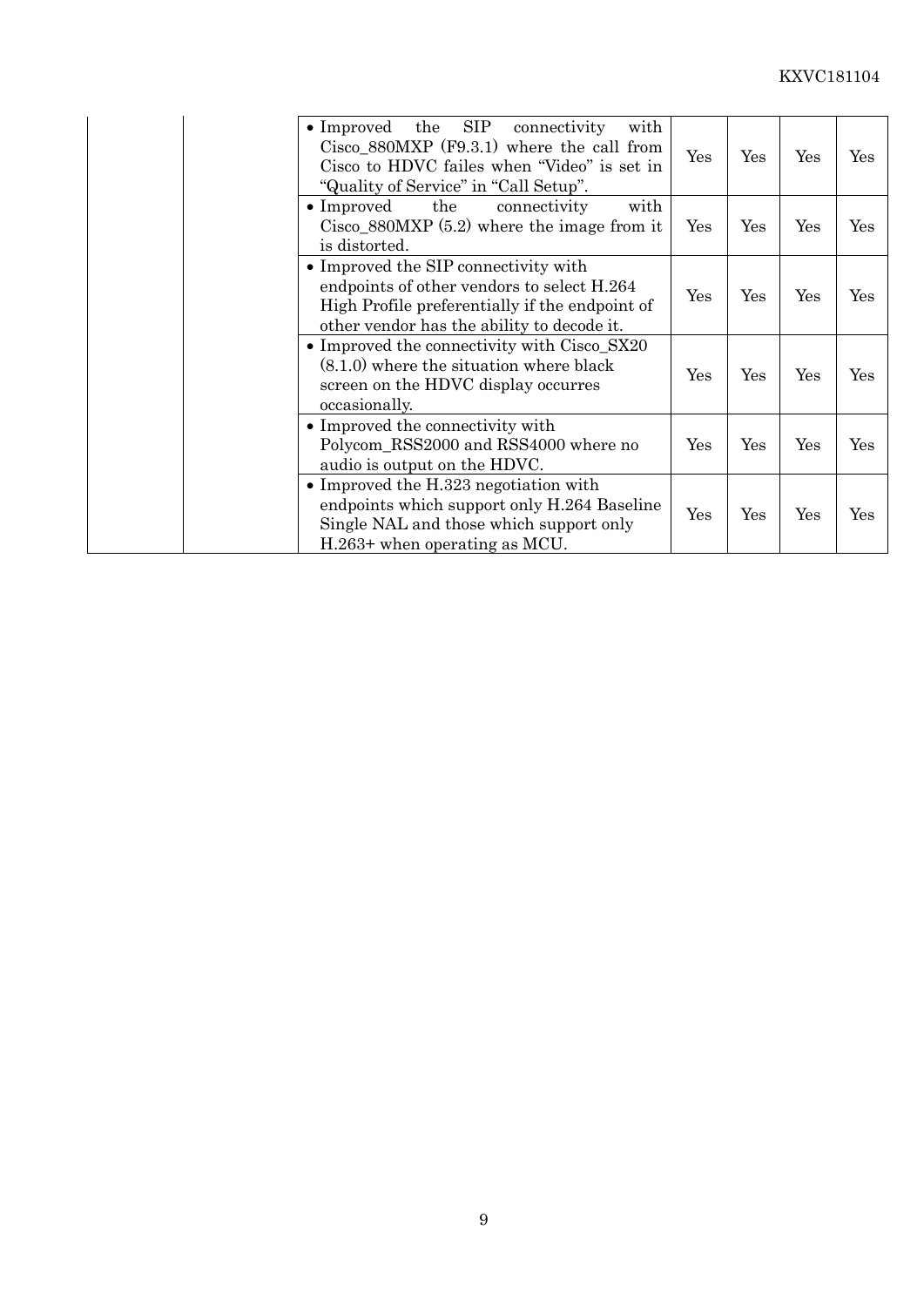| | | | | | | |
|---|---|---|---|---|---|---|
| | | • Improved the SIP connectivity with Cisco_880MXP (F9.3.1) where the call from Cisco to HDVC failes when "Video" is set in "Quality of Service" in "Call Setup". | Yes | Yes | Yes | Yes |
| | | • Improved the connectivity with Cisco_880MXP (5.2) where the image from it is distorted. | Yes | Yes | Yes | Yes |
| | | • Improved the SIP connectivity with endpoints of other vendors to select H.264 High Profile preferentially if the endpoint of other vendor has the ability to decode it. | Yes | Yes | Yes | Yes |
| | | • Improved the connectivity with Cisco_SX20 (8.1.0) where the situation where black screen on the HDVC display occurres occasionally. | Yes | Yes | Yes | Yes |
| | | • Improved the connectivity with Polycom_RSS2000 and RSS4000 where no audio is output on the HDVC. | Yes | Yes | Yes | Yes |
| | | • Improved the H.323 negotiation with endpoints which support only H.264 Baseline Single NAL and those which support only H.263+ when operating as MCU. | Yes | Yes | Yes | Yes |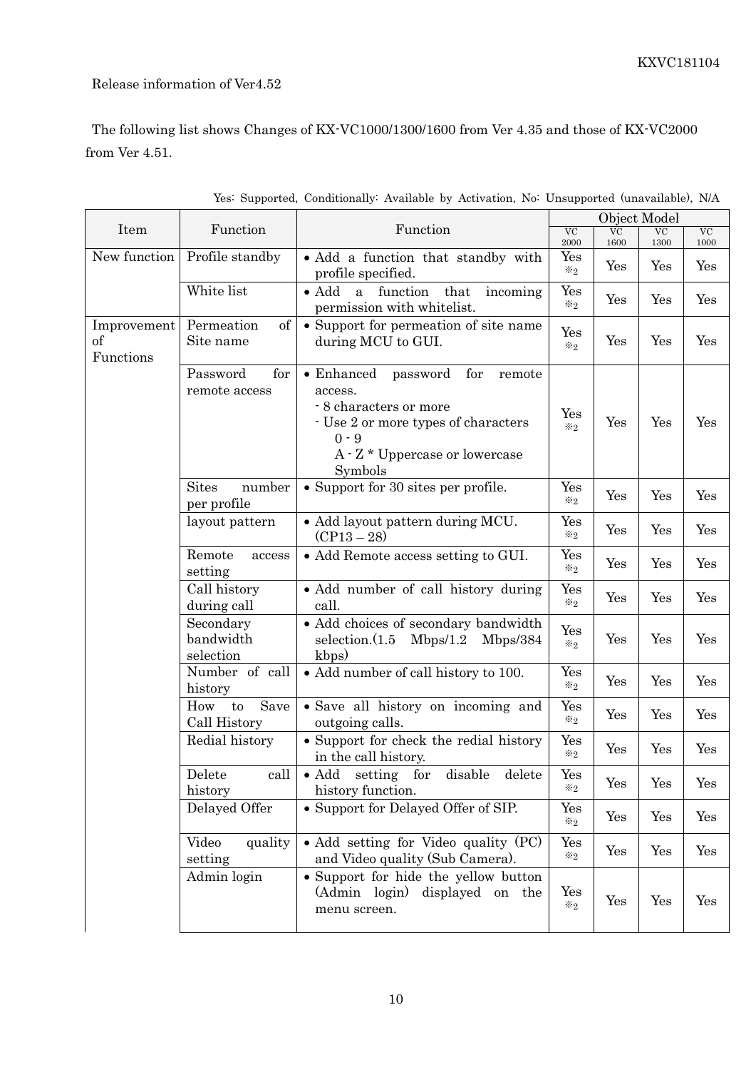KXVC181104

Release information of Ver4.52

The following list shows Changes of KX-VC1000/1300/1600 from Ver 4.35 and those of KX-VC2000 from Ver 4.51.

Yes: Supported, Conditionally: Available by Activation, No: Unsupported (unavailable), N/A

| Item | Function | Function | Object Model | | | |
|---|---|---|---|---|---|---|
| | | | VC 2000 | VC 1600 | VC 1300 | VC 1000 |
| New function | Profile standby | • Add a function that standby with profile specified. | Yes ※2 | Yes | Yes | Yes |
| | White list | • Add a function that incoming permission with whitelist. | Yes ※2 | Yes | Yes | Yes |
| Improvement of Functions | Permeation of Site name | • Support for permeation of site name during MCU to GUI. | Yes ※2 | Yes | Yes | Yes |
| | Password for remote access | • Enhanced password for remote access.<br>- 8 characters or more<br>- Use 2 or more types of characters<br>0 - 9<br>A - Z * Uppercase or lowercase<br>Symbols | Yes ※2 | Yes | Yes | Yes |
| | Sites number per profile | • Support for 30 sites per profile. | Yes ※2 | Yes | Yes | Yes |
| | layout pattern | • Add layout pattern during MCU. (CP13 – 28) | Yes ※2 | Yes | Yes | Yes |
| | Remote access setting | • Add Remote access setting to GUI. | Yes ※2 | Yes | Yes | Yes |
| | Call history during call | • Add number of call history during call. | Yes ※2 | Yes | Yes | Yes |
| | Secondary bandwidth selection | • Add choices of secondary bandwidth selection.(1.5 Mbps/1.2 Mbps/384 kbps) | Yes ※2 | Yes | Yes | Yes |
| | Number of call history | • Add number of call history to 100. | Yes ※2 | Yes | Yes | Yes |
| | How to Save Call History | • Save all history on incoming and outgoing calls. | Yes ※2 | Yes | Yes | Yes |
| | Redial history | • Support for check the redial history in the call history. | Yes ※2 | Yes | Yes | Yes |
| | Delete call history | • Add setting for disable delete history function. | Yes ※2 | Yes | Yes | Yes |
| | Delayed Offer | • Support for Delayed Offer of SIP. | Yes ※2 | Yes | Yes | Yes |
| | Video quality setting | • Add setting for Video quality (PC) and Video quality (Sub Camera). | Yes ※2 | Yes | Yes | Yes |
| | Admin login | • Support for hide the yellow button (Admin login) displayed on the menu screen. | Yes ※2 | Yes | Yes | Yes |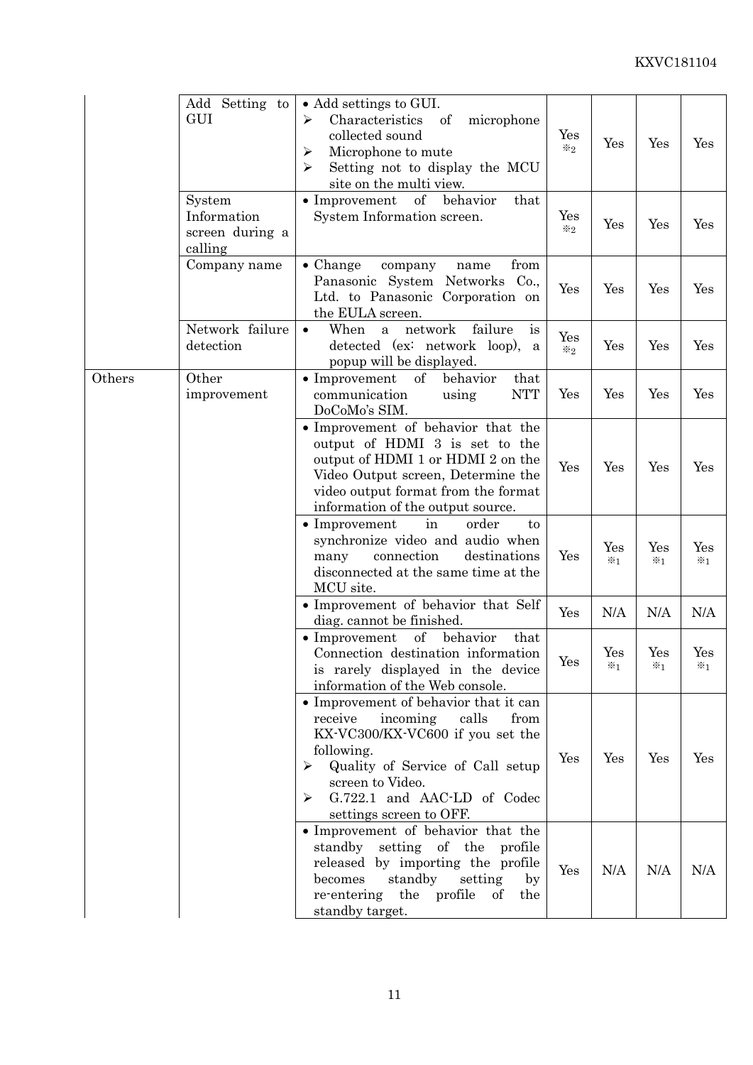|  |  |  |  |  |  |  |
|---|---|---|---|---|---|---|
|  | Add Setting to GUI | • Add settings to GUI.<br>➢ Characteristics of microphone collected sound<br>➢ Microphone to mute<br>➢ Setting not to display the MCU site on the multi view. | Yes ※2 | Yes | Yes | Yes |
|  | System Information screen during a calling | • Improvement of behavior that System Information screen. | Yes ※2 | Yes | Yes | Yes |
|  | Company name | • Change company name from Panasonic System Networks Co., Ltd. to Panasonic Corporation on the EULA screen. | Yes | Yes | Yes | Yes |
|  | Network failure detection | • When a network failure is detected (ex: network loop), a popup will be displayed. | Yes ※2 | Yes | Yes | Yes |
| Others | Other improvement | • Improvement of behavior that communication using NTT DoCoMo's SIM. | Yes | Yes | Yes | Yes |
|  |  | • Improvement of behavior that the output of HDMI 3 is set to the output of HDMI 1 or HDMI 2 on the Video Output screen, Determine the video output format from the format information of the output source. | Yes | Yes | Yes | Yes |
|  |  | • Improvement in order to synchronize video and audio when many connection destinations disconnected at the same time at the MCU site. | Yes | Yes ※1 | Yes ※1 | Yes ※1 |
|  |  | • Improvement of behavior that Self diag. cannot be finished. | Yes | N/A | N/A | N/A |
|  |  | • Improvement of behavior that Connection destination information is rarely displayed in the device information of the Web console. | Yes | Yes ※1 | Yes ※1 | Yes ※1 |
|  |  | • Improvement of behavior that it can receive incoming calls from KX-VC300/KX-VC600 if you set the following.<br>➢ Quality of Service of Call setup screen to Video.<br>➢ G.722.1 and AAC-LD of Codec settings screen to OFF. | Yes | Yes | Yes | Yes |
|  |  | • Improvement of behavior that the standby setting of the profile released by importing the profile becomes standby setting by re-entering the profile of the standby target. | Yes | N/A | N/A | N/A |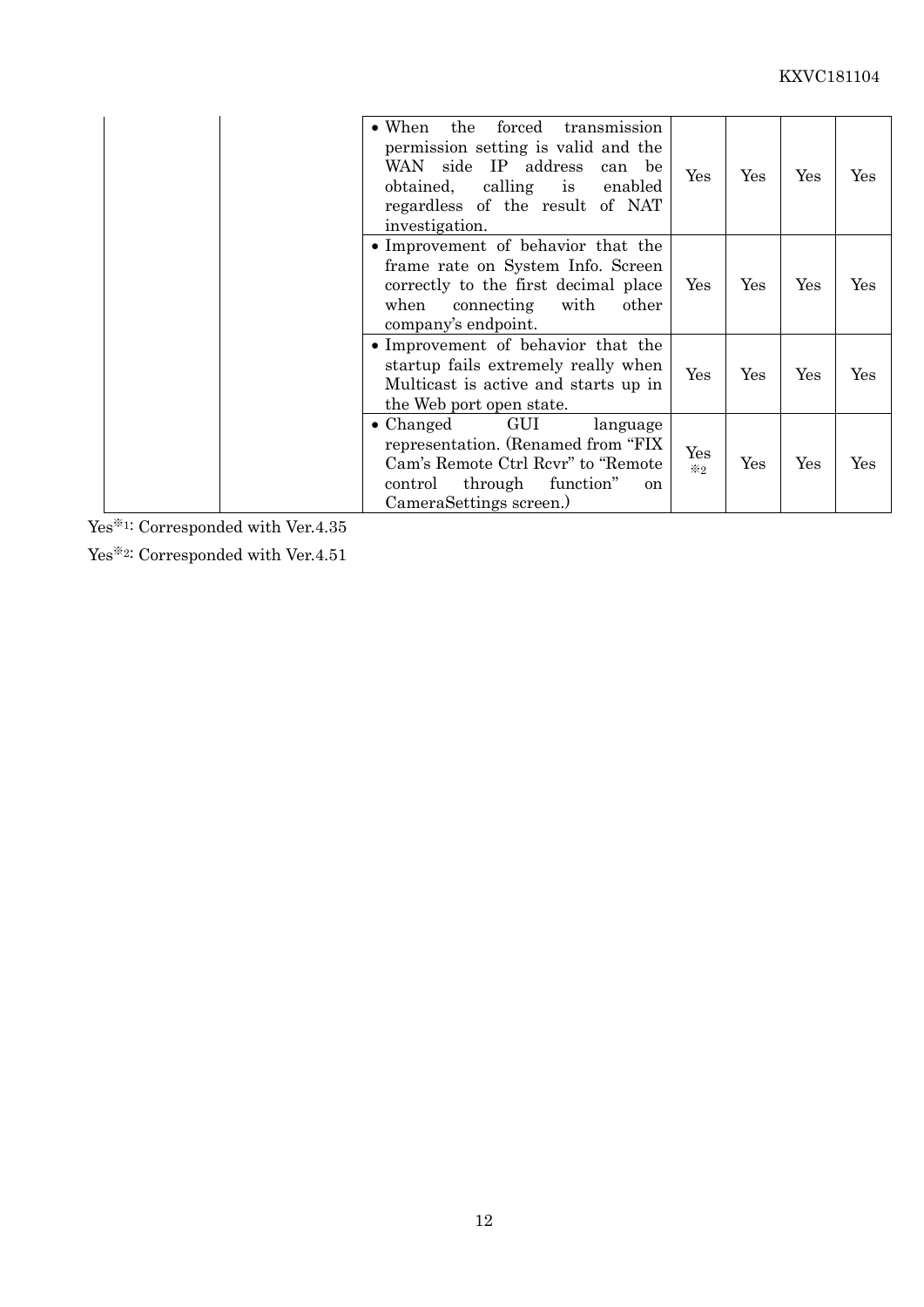| | | | | | | |
|---|---|---|---|---|---|---|
| | | • When the forced transmission permission setting is valid and the WAN side IP address can be obtained, calling is enabled regardless of the result of NAT investigation. | Yes | Yes | Yes | Yes |
| | | • Improvement of behavior that the frame rate on System Info. Screen correctly to the first decimal place when connecting with other company's endpoint. | Yes | Yes | Yes | Yes |
| | | • Improvement of behavior that the startup fails extremely really when Multicast is active and starts up in the Web port open state. | Yes | Yes | Yes | Yes |
| | | • Changed GUI language representation. (Renamed from "FIX Cam's Remote Ctrl Rcvr" to "Remote control through function" on CameraSettings screen.) | Yes ※2 | Yes | Yes | Yes |

Yes※1: Corresponded with Ver.4.35

Yes※2: Corresponded with Ver.4.51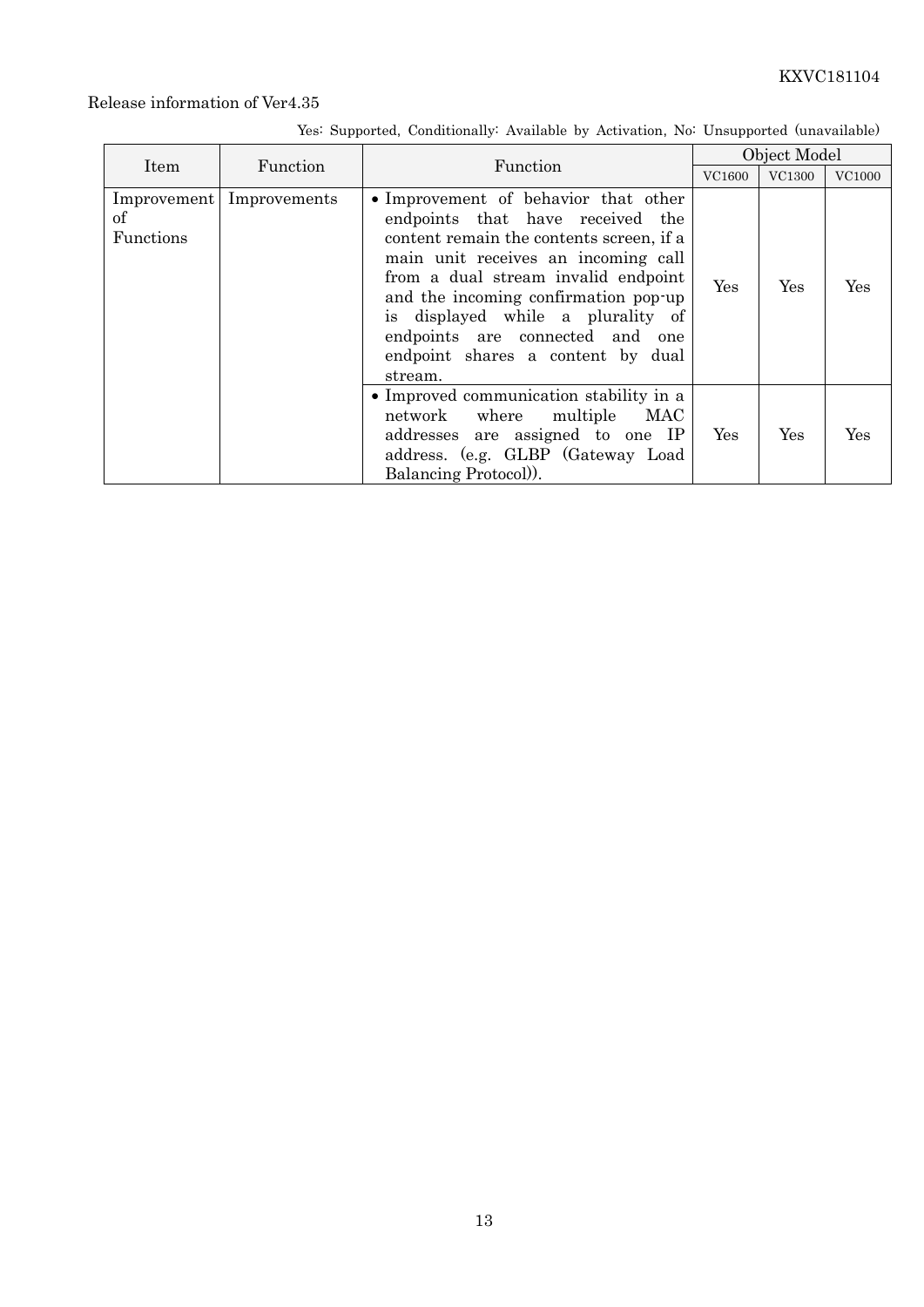Release information of Ver4.35

Yes: Supported, Conditionally: Available by Activation, No: Unsupported (unavailable)

| Item | Function | Function | Object Model | | |
|---|---|---|---|---|---|
| | | | VC1600 | VC1300 | VC1000 |
| Improvement of Functions | Improvements | • Improvement of behavior that other endpoints that have received the content remain the contents screen, if a main unit receives an incoming call from a dual stream invalid endpoint and the incoming confirmation pop-up is displayed while a plurality of endpoints are connected and one endpoint shares a content by dual stream. | Yes | Yes | Yes |
| | | • Improved communication stability in a network where multiple MAC addresses are assigned to one IP address. (e.g. GLBP (Gateway Load Balancing Protocol)). | Yes | Yes | Yes |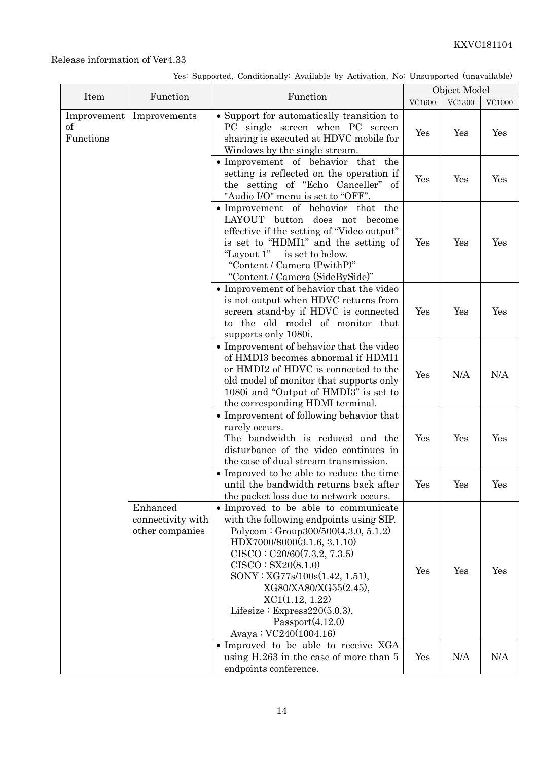Release information of Ver4.33

Yes: Supported, Conditionally: Available by Activation, No: Unsupported (unavailable)

| Item | Function | Function | Object Model | | |
|---|---|---|---|---|---|
| | | | VC1600 | VC1300 | VC1000 |
| Improvement of Functions | Improvements | • Support for automatically transition to PC single screen when PC screen sharing is executed at HDVC mobile for Windows by the single stream. | Yes | Yes | Yes |
| | | • Improvement of behavior that the setting is reflected on the operation if the setting of "Echo Canceller" of "Audio I/O" menu is set to "OFF". | Yes | Yes | Yes |
| | | • Improvement of behavior that the LAYOUT button does not become effective if the setting of "Video output" is set to "HDMI1" and the setting of "Layout 1" is set to below.<br>"Content / Camera (PwithP)"<br>"Content / Camera (SideBySide)" | Yes | Yes | Yes |
| | | • Improvement of behavior that the video is not output when HDVC returns from screen stand-by if HDVC is connected to the old model of monitor that supports only 1080i. | Yes | Yes | Yes |
| | | • Improvement of behavior that the video of HMDI3 becomes abnormal if HDMI1 or HMDI2 of HDVC is connected to the old model of monitor that supports only 1080i and "Output of HMDI3" is set to the corresponding HDMI terminal. | Yes | N/A | N/A |
| | | • Improvement of following behavior that rarely occurs.<br>The bandwidth is reduced and the disturbance of the video continues in the case of dual stream transmission. | Yes | Yes | Yes |
| | | • Improved to be able to reduce the time until the bandwidth returns back after the packet loss due to network occurs. | Yes | Yes | Yes |
| | Enhanced connectivity with other companies | • Improved to be able to communicate with the following endpoints using SIP.<br>Polycom : Group300/500(4.3.0, 5.1.2)<br>HDX7000/8000(3.1.6, 3.1.10)<br>CISCO : C20/60(7.3.2, 7.3.5)<br>CISCO : SX20(8.1.0)<br>SONY : XG77s/100s(1.42, 1.51),<br>XG80/XA80/XG55(2.45),<br>XC1(1.12, 1.22)<br>Lifesize : Express220(5.0.3),<br>Passport(4.12.0)<br>Avaya : VC240(1004.16) | Yes | Yes | Yes |
| | | • Improved to be able to receive XGA using H.263 in the case of more than 5 endpoints conference. | Yes | N/A | N/A |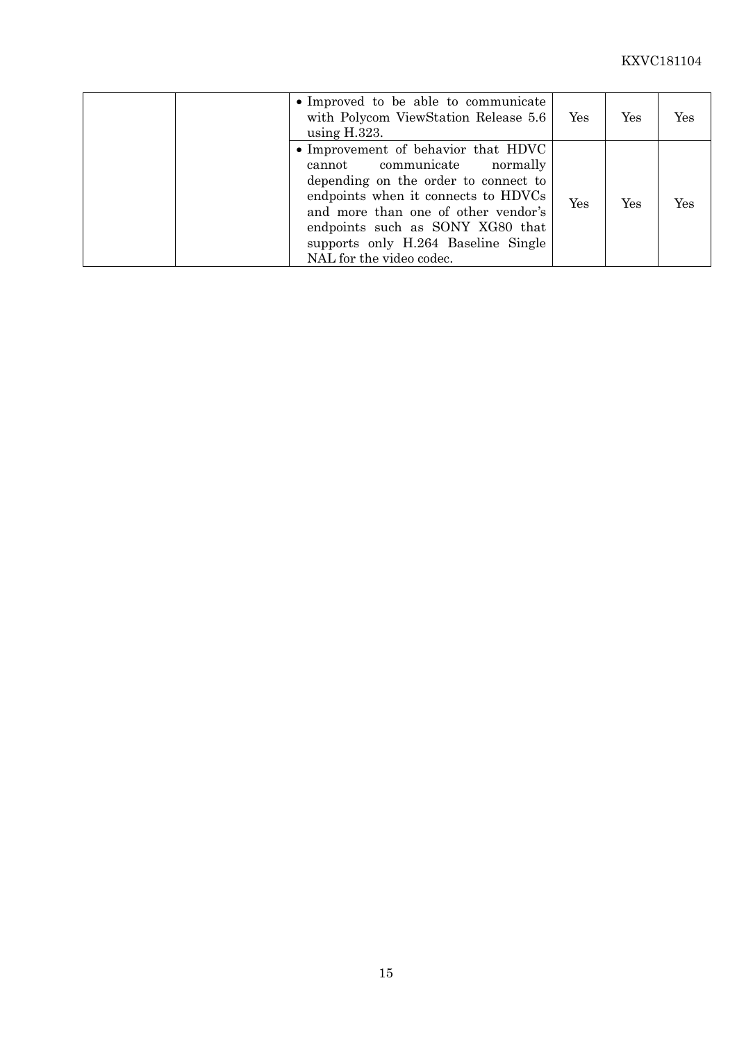| | | | | | |
|---|---|---|---|---|---|
| | | • Improved to be able to communicate with Polycom ViewStation Release 5.6 using H.323. | Yes | Yes | Yes |
| | | • Improvement of behavior that HDVC cannot communicate normally depending on the order to connect to endpoints when it connects to HDVCs and more than one of other vendor's endpoints such as SONY XG80 that supports only H.264 Baseline Single NAL for the video codec. | Yes | Yes | Yes |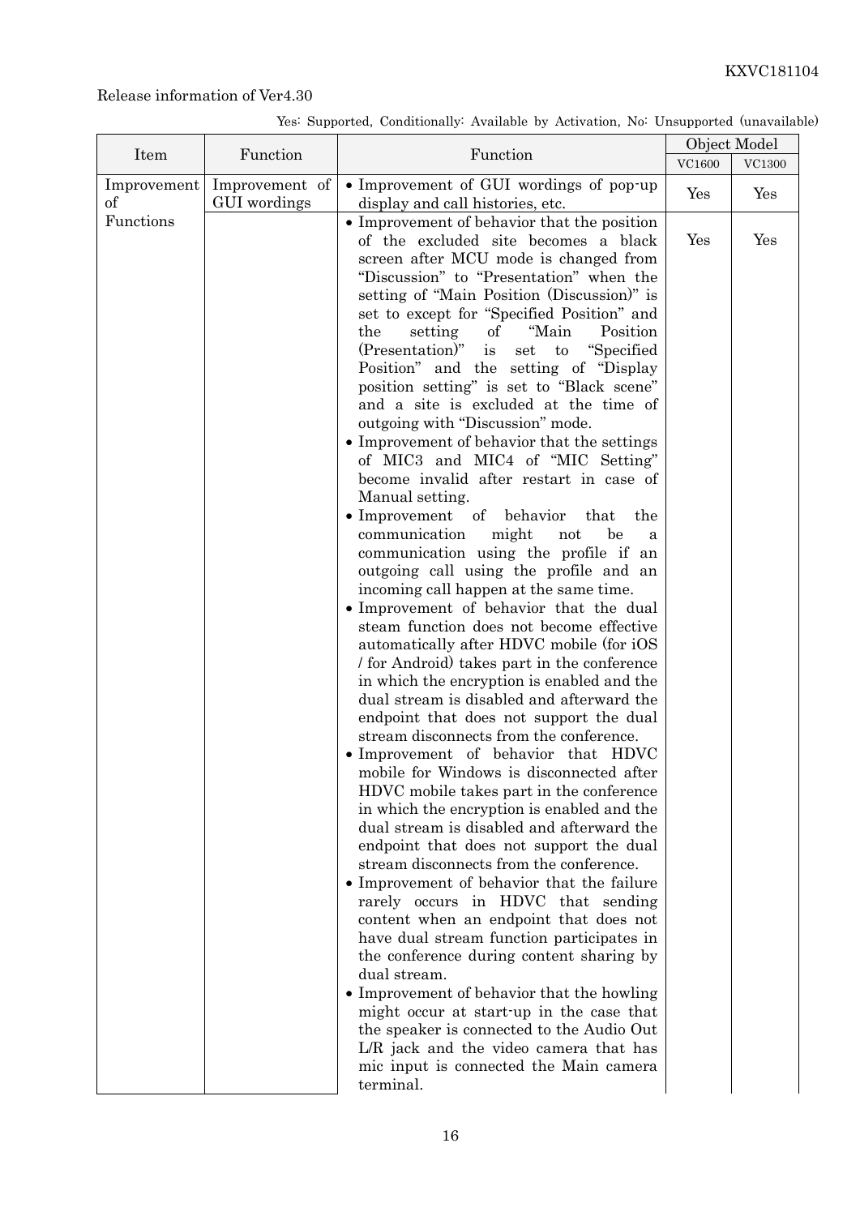Release information of Ver4.30

Yes: Supported, Conditionally: Available by Activation, No: Unsupported (unavailable)

| Item | Function | Function | Object Model | |
|---|---|---|---|---|
| | | | VC1600 | VC1300 |
| Improvement of Functions | Improvement of GUI wordings | • Improvement of GUI wordings of pop-up display and call histories, etc. | Yes | Yes |
| | | • Improvement of behavior that the position of the excluded site becomes a black screen after MCU mode is changed from "Discussion" to "Presentation" when the setting of "Main Position (Discussion)" is set to except for "Specified Position" and the setting of "Main Position (Presentation)" is set to "Specified Position" and the setting of "Display position setting" is set to "Black scene" and a site is excluded at the time of outgoing with "Discussion" mode.<br>• Improvement of behavior that the settings of MIC3 and MIC4 of "MIC Setting" become invalid after restart in case of Manual setting.<br>• Improvement of behavior that the communication might not be a communication using the profile if an outgoing call using the profile and an incoming call happen at the same time.<br>• Improvement of behavior that the dual steam function does not become effective automatically after HDVC mobile (for iOS / for Android) takes part in the conference in which the encryption is enabled and the dual stream is disabled and afterward the endpoint that does not support the dual stream disconnects from the conference.<br>• Improvement of behavior that HDVC mobile for Windows is disconnected after HDVC mobile takes part in the conference in which the encryption is enabled and the dual stream is disabled and afterward the endpoint that does not support the dual stream disconnects from the conference.<br>• Improvement of behavior that the failure rarely occurs in HDVC that sending content when an endpoint that does not have dual stream function participates in the conference during content sharing by dual stream.<br>• Improvement of behavior that the howling might occur at start-up in the case that the speaker is connected to the Audio Out L/R jack and the video camera that has mic input is connected the Main camera terminal. | Yes | Yes |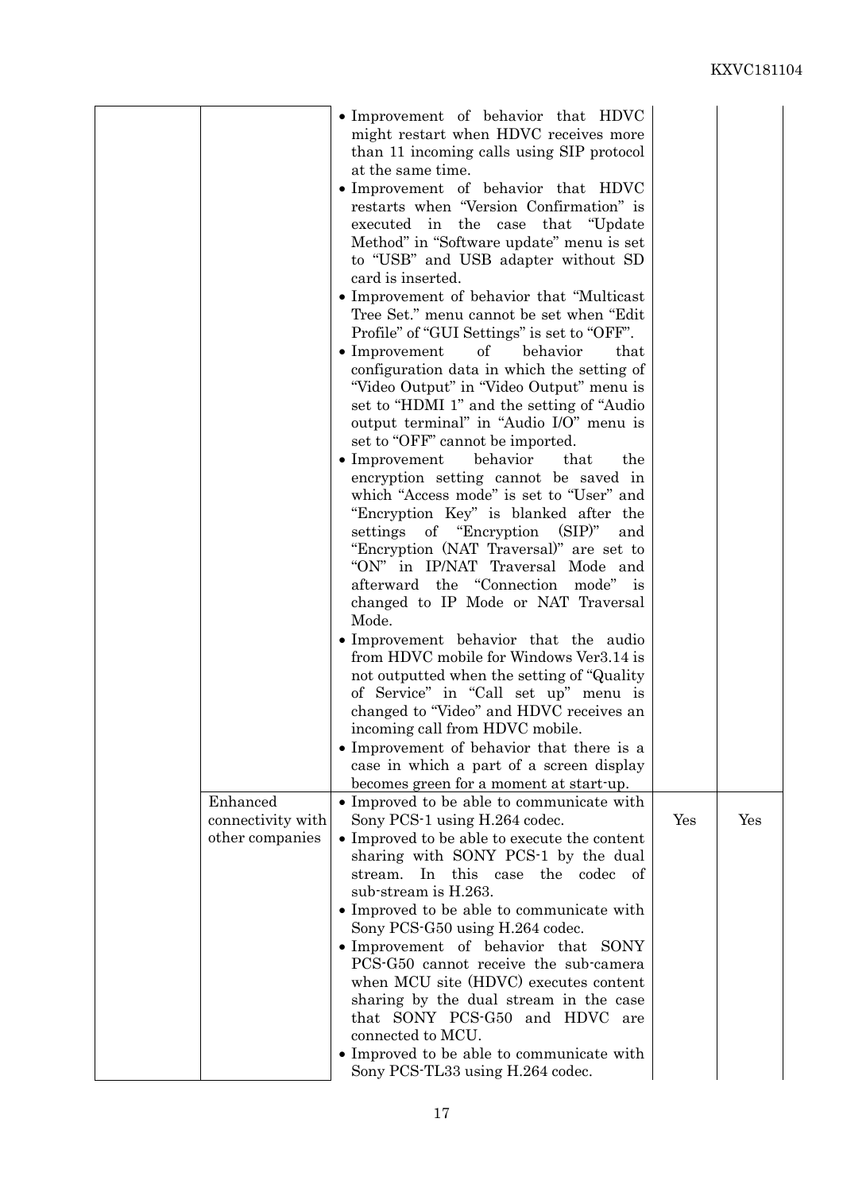| | | | | |
|---|---|---|---|---|
| | | • Improvement of behavior that HDVC might restart when HDVC receives more than 11 incoming calls using SIP protocol at the same time.<br>• Improvement of behavior that HDVC restarts when "Version Confirmation" is executed in the case that "Update Method" in "Software update" menu is set to "USB" and USB adapter without SD card is inserted.<br>• Improvement of behavior that "Multicast Tree Set." menu cannot be set when "Edit Profile" of "GUI Settings" is set to "OFF".<br>• Improvement of behavior that configuration data in which the setting of "Video Output" in "Video Output" menu is set to "HDMI 1" and the setting of "Audio output terminal" in "Audio I/O" menu is set to "OFF" cannot be imported.<br>• Improvement behavior that the encryption setting cannot be saved in which "Access mode" is set to "User" and "Encryption Key" is blanked after the settings of "Encryption (SIP)" and "Encryption (NAT Traversal)" are set to "ON" in IP/NAT Traversal Mode and afterward the "Connection mode" is changed to IP Mode or NAT Traversal Mode.<br>• Improvement behavior that the audio from HDVC mobile for Windows Ver3.14 is not outputted when the setting of "Quality of Service" in "Call set up" menu is changed to "Video" and HDVC receives an incoming call from HDVC mobile.<br>• Improvement of behavior that there is a case in which a part of a screen display becomes green for a moment at start-up. | | |
| | Enhanced connectivity with other companies | • Improved to be able to communicate with Sony PCS-1 using H.264 codec.<br>• Improved to be able to execute the content sharing with SONY PCS-1 by the dual stream. In this case the codec of sub-stream is H.263.<br>• Improved to be able to communicate with Sony PCS-G50 using H.264 codec.<br>• Improvement of behavior that SONY PCS-G50 cannot receive the sub-camera when MCU site (HDVC) executes content sharing by the dual stream in the case that SONY PCS-G50 and HDVC are connected to MCU.<br>• Improved to be able to communicate with Sony PCS-TL33 using H.264 codec. | Yes | Yes |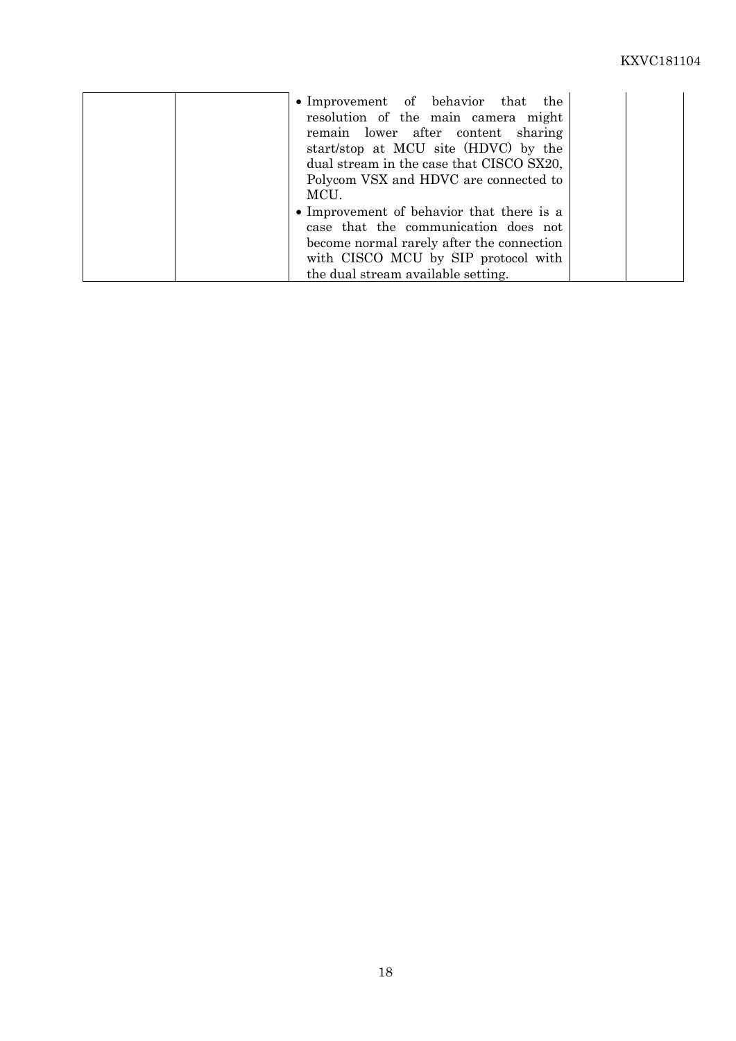| | | | | |
|---|---|---|---|---|
| | | • Improvement of behavior that the resolution of the main camera might remain lower after content sharing start/stop at MCU site (HDVC) by the dual stream in the case that CISCO SX20, Polycom VSX and HDVC are connected to MCU.<br>• Improvement of behavior that there is a case that the communication does not become normal rarely after the connection with CISCO MCU by SIP protocol with the dual stream available setting. | | |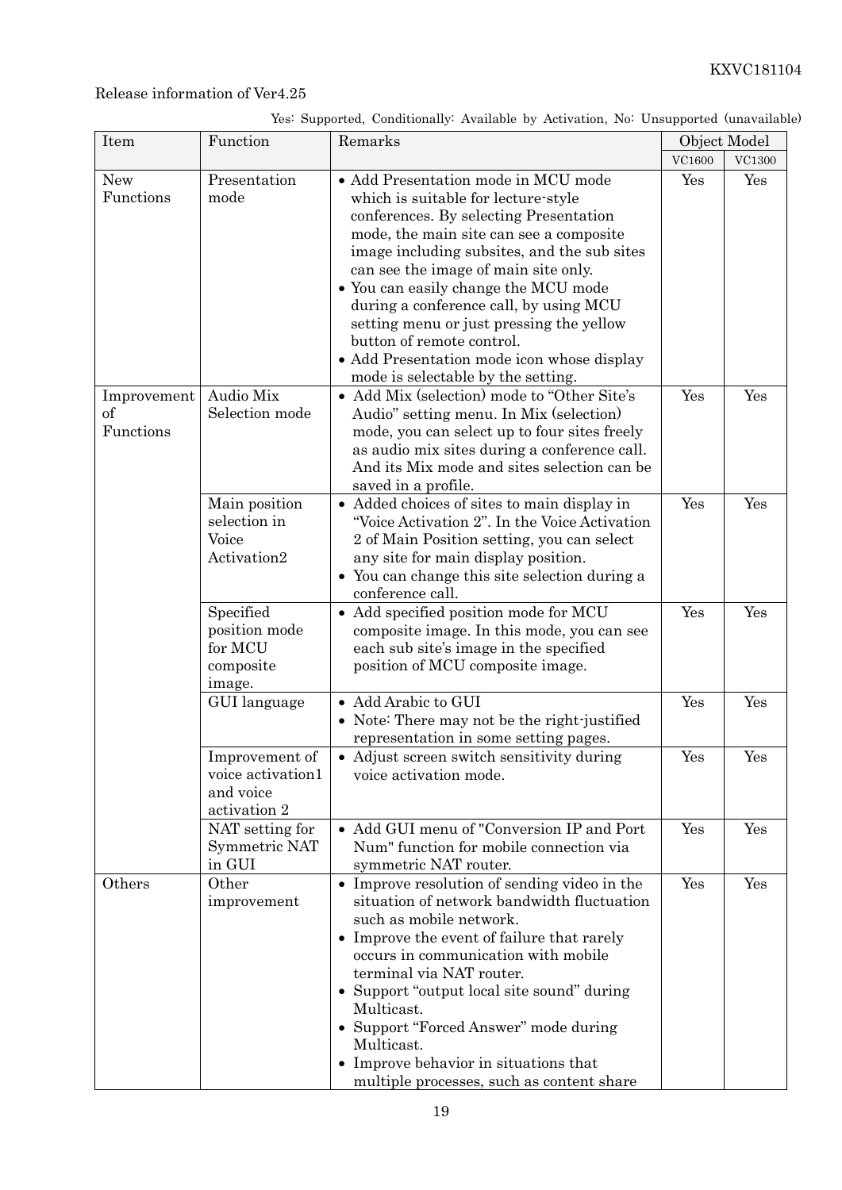Release information of Ver4.25

Yes: Supported, Conditionally: Available by Activation, No: Unsupported (unavailable)

| Item | Function | Remarks | Object Model | |
|---|---|---|---|---|
| | | | VC1600 | VC1300 |
| New Functions | Presentation mode | • Add Presentation mode in MCU mode which is suitable for lecture-style conferences. By selecting Presentation mode, the main site can see a composite image including subsites, and the sub sites can see the image of main site only.<br>• You can easily change the MCU mode during a conference call, by using MCU setting menu or just pressing the yellow button of remote control.<br>• Add Presentation mode icon whose display mode is selectable by the setting. | Yes | Yes |
| Improvement of Functions | Audio Mix Selection mode | • Add Mix (selection) mode to "Other Site's Audio" setting menu. In Mix (selection) mode, you can select up to four sites freely as audio mix sites during a conference call. And its Mix mode and sites selection can be saved in a profile. | Yes | Yes |
| | Main position selection in Voice Activation2 | • Added choices of sites to main display in "Voice Activation 2". In the Voice Activation 2 of Main Position setting, you can select any site for main display position.<br>• You can change this site selection during a conference call. | Yes | Yes |
| | Specified position mode for MCU composite image. | • Add specified position mode for MCU composite image. In this mode, you can see each sub site's image in the specified position of MCU composite image. | Yes | Yes |
| | GUI language | • Add Arabic to GUI<br>• Note: There may not be the right-justified representation in some setting pages. | Yes | Yes |
| | Improvement of voice activation1 and voice activation 2 | • Adjust screen switch sensitivity during voice activation mode. | Yes | Yes |
| | NAT setting for Symmetric NAT in GUI | • Add GUI menu of "Conversion IP and Port Num" function for mobile connection via symmetric NAT router. | Yes | Yes |
| Others | Other improvement | • Improve resolution of sending video in the situation of network bandwidth fluctuation such as mobile network.<br>• Improve the event of failure that rarely occurs in communication with mobile terminal via NAT router.<br>• Support "output local site sound" during Multicast.<br>• Support "Forced Answer" mode during Multicast.<br>• Improve behavior in situations that multiple processes, such as content share | Yes | Yes |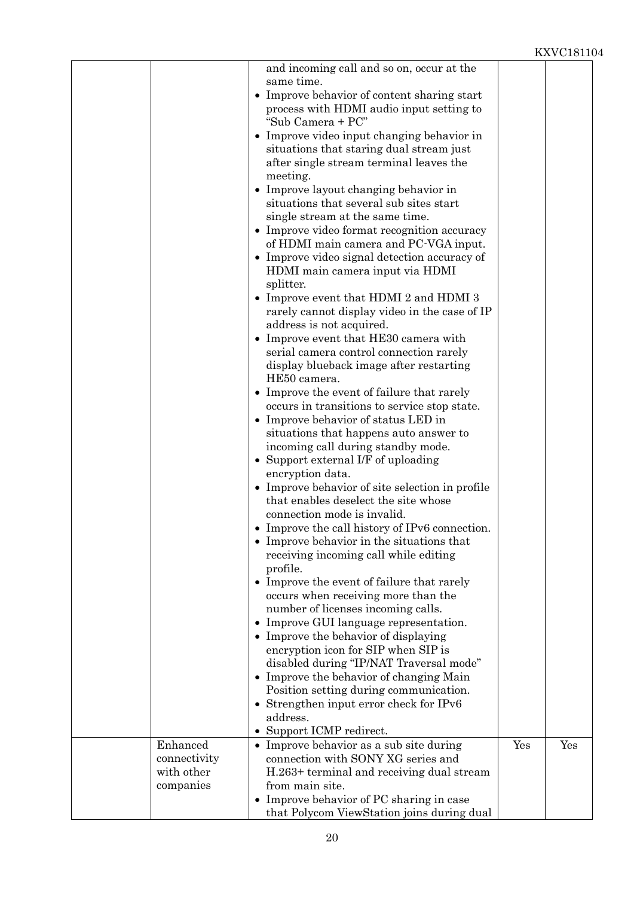| | | | | |
|---|---|---|---|---|
| | | and incoming call and so on, occur at the same time.<br>• Improve behavior of content sharing start process with HDMI audio input setting to "Sub Camera + PC"<br>• Improve video input changing behavior in situations that staring dual stream just after single stream terminal leaves the meeting.<br>• Improve layout changing behavior in situations that several sub sites start single stream at the same time.<br>• Improve video format recognition accuracy of HDMI main camera and PC-VGA input.<br>• Improve video signal detection accuracy of HDMI main camera input via HDMI splitter.<br>• Improve event that HDMI 2 and HDMI 3 rarely cannot display video in the case of IP address is not acquired.<br>• Improve event that HE30 camera with serial camera control connection rarely display blueback image after restarting HE50 camera.<br>• Improve the event of failure that rarely occurs in transitions to service stop state.<br>• Improve behavior of status LED in situations that happens auto answer to incoming call during standby mode.<br>• Support external I/F of uploading encryption data.<br>• Improve behavior of site selection in profile that enables deselect the site whose connection mode is invalid.<br>• Improve the call history of IPv6 connection.<br>• Improve behavior in the situations that receiving incoming call while editing profile.<br>• Improve the event of failure that rarely occurs when receiving more than the number of licenses incoming calls.<br>• Improve GUI language representation.<br>• Improve the behavior of displaying encryption icon for SIP when SIP is disabled during "IP/NAT Traversal mode"<br>• Improve the behavior of changing Main Position setting during communication.<br>• Strengthen input error check for IPv6 address.<br>• Support ICMP redirect. | | |
| | Enhanced connectivity with other companies | • Improve behavior as a sub site during connection with SONY XG series and H.263+ terminal and receiving dual stream from main site.<br>• Improve behavior of PC sharing in case that Polycom ViewStation joins during dual | Yes | Yes |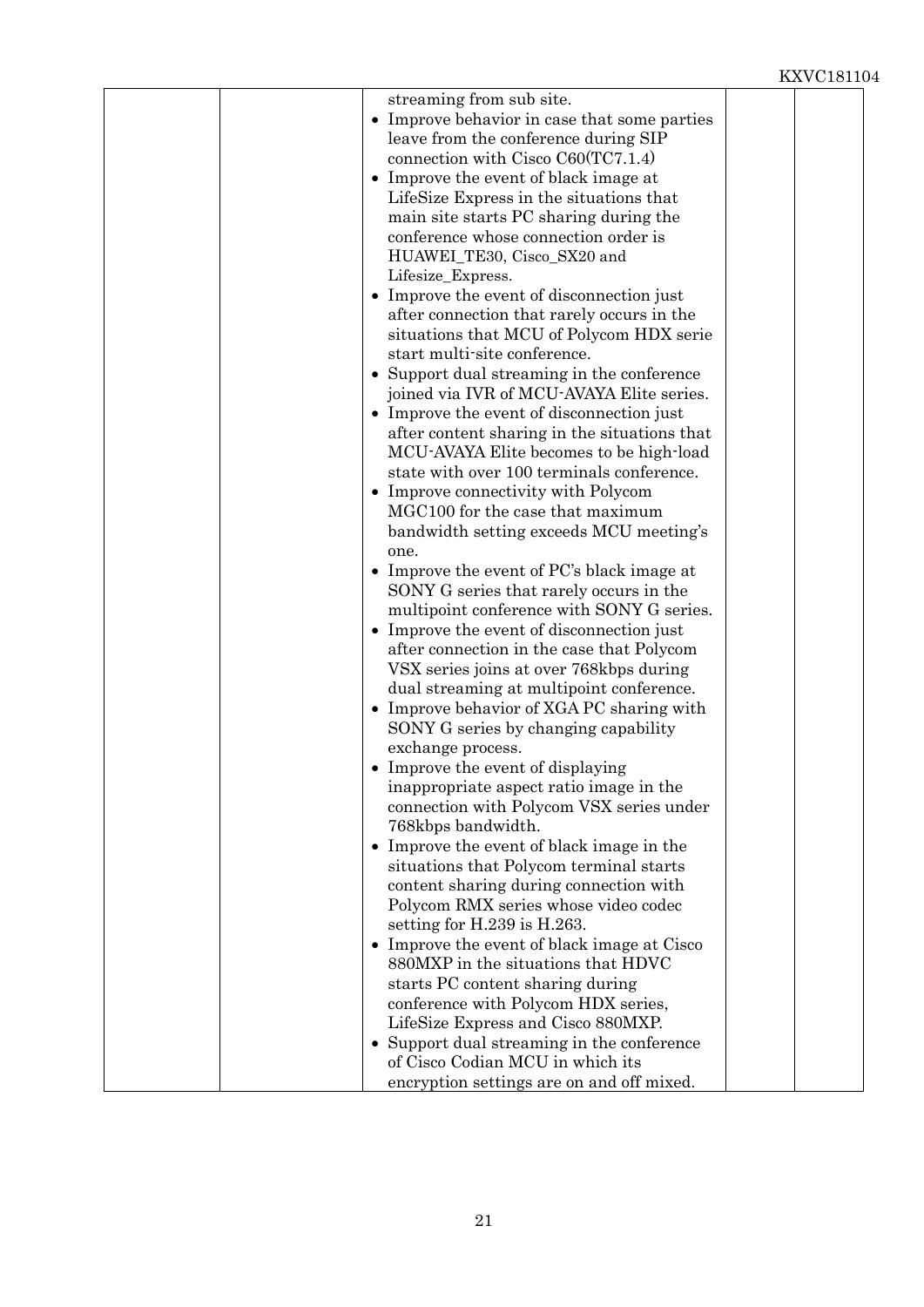| | | | | |
|---|---|---|---|---|
| | | streaming from sub site.<br>• Improve behavior in case that some parties leave from the conference during SIP connection with Cisco C60(TC7.1.4)<br>• Improve the event of black image at LifeSize Express in the situations that main site starts PC sharing during the conference whose connection order is HUAWEI_TE30, Cisco_SX20 and Lifesize_Express.<br>• Improve the event of disconnection just after connection that rarely occurs in the situations that MCU of Polycom HDX serie start multi-site conference.<br>• Support dual streaming in the conference joined via IVR of MCU-AVAYA Elite series.<br>• Improve the event of disconnection just after content sharing in the situations that MCU-AVAYA Elite becomes to be high-load state with over 100 terminals conference.<br>• Improve connectivity with Polycom MGC100 for the case that maximum bandwidth setting exceeds MCU meeting's one.<br>• Improve the event of PC's black image at SONY G series that rarely occurs in the multipoint conference with SONY G series.<br>• Improve the event of disconnection just after connection in the case that Polycom VSX series joins at over 768kbps during dual streaming at multipoint conference.<br>• Improve behavior of XGA PC sharing with SONY G series by changing capability exchange process.<br>• Improve the event of displaying inappropriate aspect ratio image in the connection with Polycom VSX series under 768kbps bandwidth.<br>• Improve the event of black image in the situations that Polycom terminal starts content sharing during connection with Polycom RMX series whose video codec setting for H.239 is H.263.<br>• Improve the event of black image at Cisco 880MXP in the situations that HDVC starts PC content sharing during conference with Polycom HDX series, LifeSize Express and Cisco 880MXP.<br>• Support dual streaming in the conference of Cisco Codian MCU in which its encryption settings are on and off mixed. | | |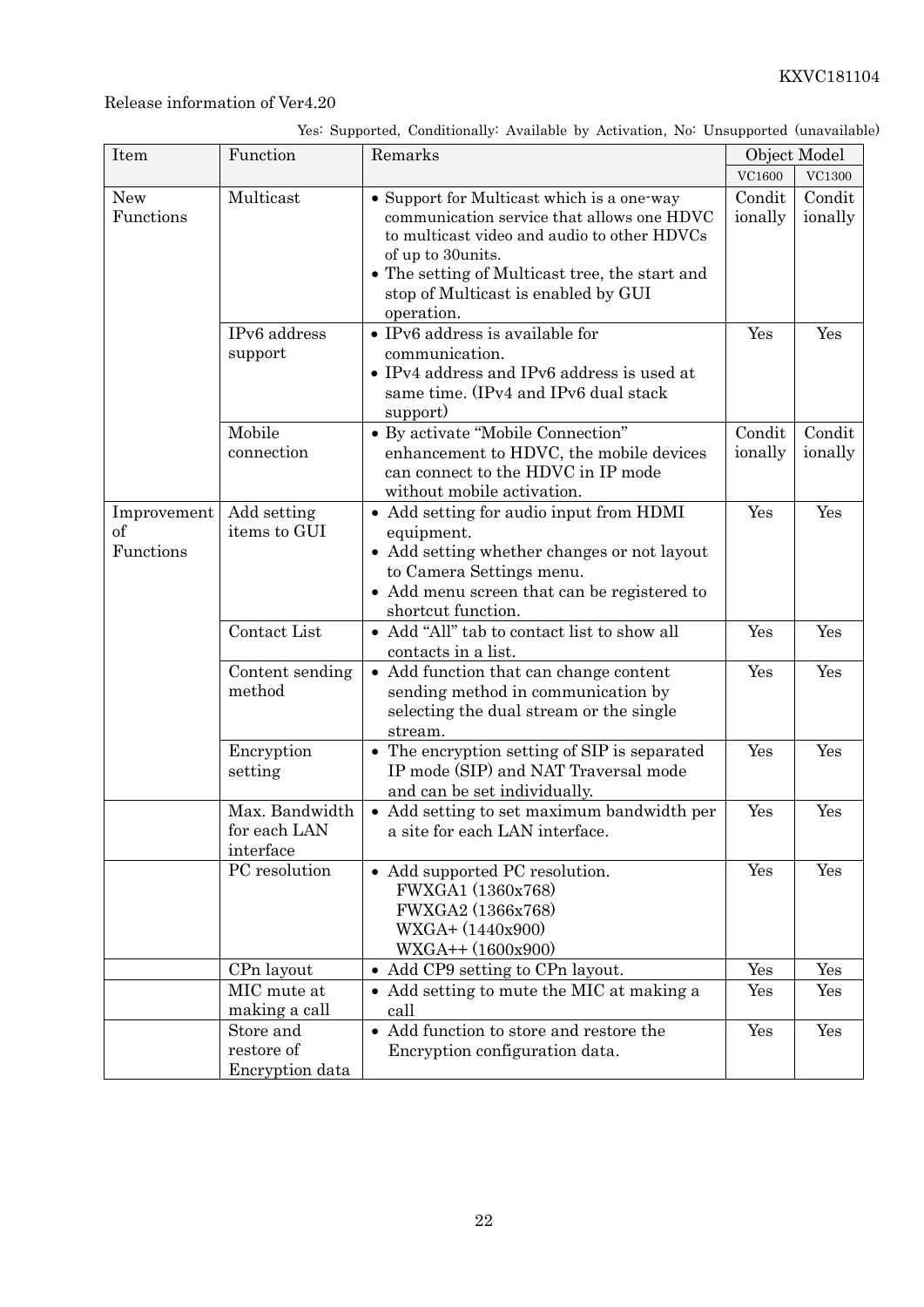Release information of Ver4.20

Yes: Supported, Conditionally: Available by Activation, No: Unsupported (unavailable)

| Item | Function | Remarks | Object Model | |
|---|---|---|---|---|
| | | | VC1600 | VC1300 |
| New Functions | Multicast | • Support for Multicast which is a one-way communication service that allows one HDVC to multicast video and audio to other HDVCs of up to 30units.<br>• The setting of Multicast tree, the start and stop of Multicast is enabled by GUI operation. | Conditionally | Conditionally |
| | IPv6 address support | • IPv6 address is available for communication.<br>• IPv4 address and IPv6 address is used at same time. (IPv4 and IPv6 dual stack support) | Yes | Yes |
| | Mobile connection | • By activate "Mobile Connection" enhancement to HDVC, the mobile devices can connect to the HDVC in IP mode without mobile activation. | Conditionally | Conditionally |
| Improvement of Functions | Add setting items to GUI | • Add setting for audio input from HDMI equipment.<br>• Add setting whether changes or not layout to Camera Settings menu.<br>• Add menu screen that can be registered to shortcut function. | Yes | Yes |
| | Contact List | • Add "All" tab to contact list to show all contacts in a list. | Yes | Yes |
| | Content sending method | • Add function that can change content sending method in communication by selecting the dual stream or the single stream. | Yes | Yes |
| | Encryption setting | • The encryption setting of SIP is separated IP mode (SIP) and NAT Traversal mode and can be set individually. | Yes | Yes |
| | Max. Bandwidth for each LAN interface | • Add setting to set maximum bandwidth per a site for each LAN interface. | Yes | Yes |
| | PC resolution | • Add supported PC resolution.<br>FWXGA1 (1360x768)<br>FWXGA2 (1366x768)<br>WXGA+ (1440x900)<br>WXGA++ (1600x900) | Yes | Yes |
| | CPn layout | • Add CP9 setting to CPn layout. | Yes | Yes |
| | MIC mute at making a call | • Add setting to mute the MIC at making a call | Yes | Yes |
| | Store and restore of Encryption data | • Add function to store and restore the Encryption configuration data. | Yes | Yes |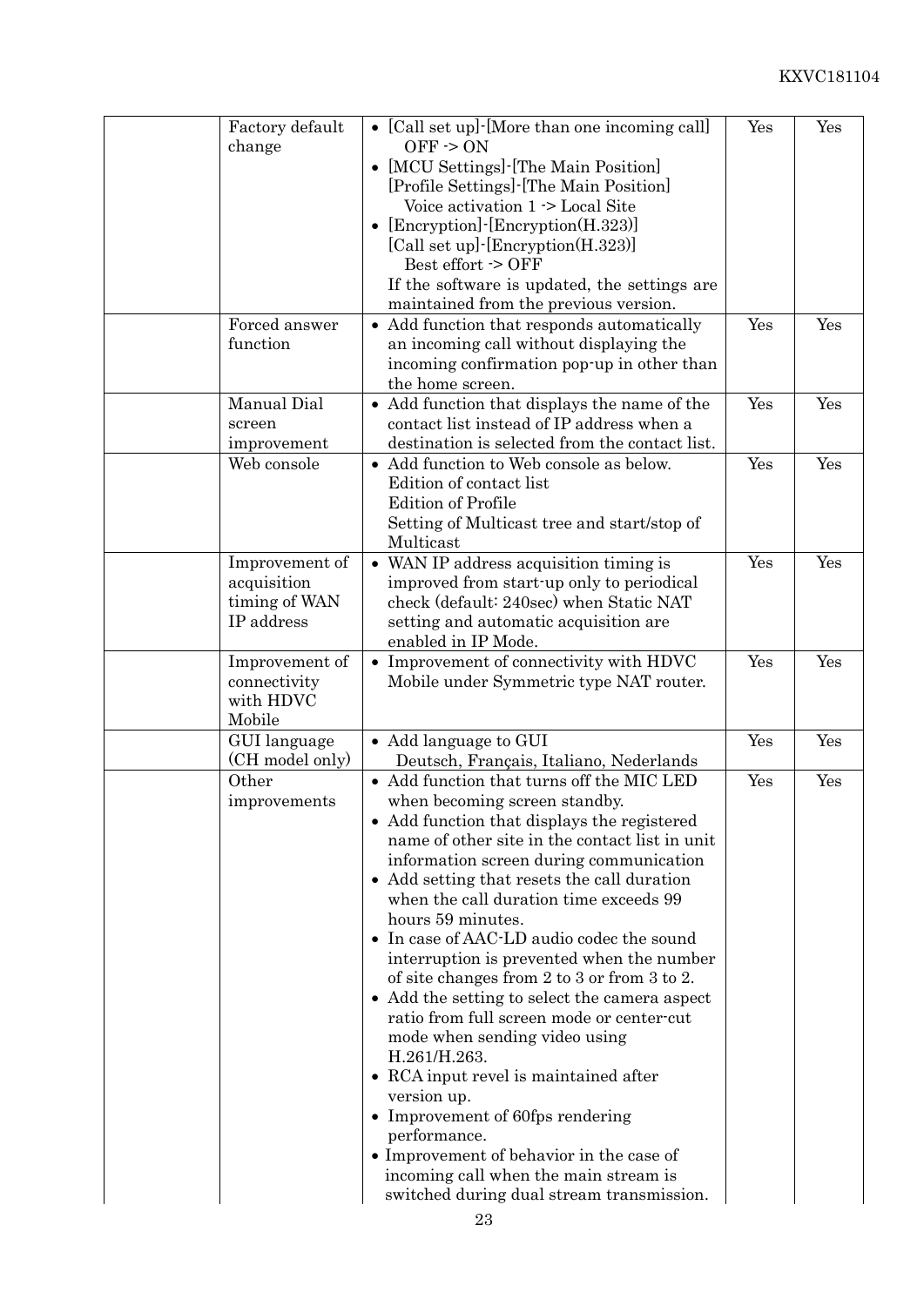| | | | | |
|---|---|---|---|---|
| | Factory default change | • [Call set up]-[More than one incoming call] OFF -> ON<br>• [MCU Settings]-[The Main Position] [Profile Settings]-[The Main Position] Voice activation 1 -> Local Site<br>• [Encryption]-[Encryption(H.323)] [Call set up]-[Encryption(H.323)] Best effort -> OFF<br>If the software is updated, the settings are maintained from the previous version. | Yes | Yes |
| | Forced answer function | • Add function that responds automatically an incoming call without displaying the incoming confirmation pop-up in other than the home screen. | Yes | Yes |
| | Manual Dial screen improvement | • Add function that displays the name of the contact list instead of IP address when a destination is selected from the contact list. | Yes | Yes |
| | Web console | • Add function to Web console as below.<br>Edition of contact list<br>Edition of Profile<br>Setting of Multicast tree and start/stop of Multicast | Yes | Yes |
| | Improvement of acquisition timing of WAN IP address | • WAN IP address acquisition timing is improved from start-up only to periodical check (default: 240sec) when Static NAT setting and automatic acquisition are enabled in IP Mode. | Yes | Yes |
| | Improvement of connectivity with HDVC Mobile | • Improvement of connectivity with HDVC Mobile under Symmetric type NAT router. | Yes | Yes |
| | GUI language (CH model only) | • Add language to GUI<br>Deutsch, Français, Italiano, Nederlands | Yes | Yes |
| | Other improvements | • Add function that turns off the MIC LED when becoming screen standby.<br>• Add function that displays the registered name of other site in the contact list in unit information screen during communication<br>• Add setting that resets the call duration when the call duration time exceeds 99 hours 59 minutes.<br>• In case of AAC-LD audio codec the sound interruption is prevented when the number of site changes from 2 to 3 or from 3 to 2.<br>• Add the setting to select the camera aspect ratio from full screen mode or center-cut mode when sending video using H.261/H.263.<br>• RCA input revel is maintained after version up.<br>• Improvement of 60fps rendering performance.<br>• Improvement of behavior in the case of incoming call when the main stream is switched during dual stream transmission. | Yes | Yes |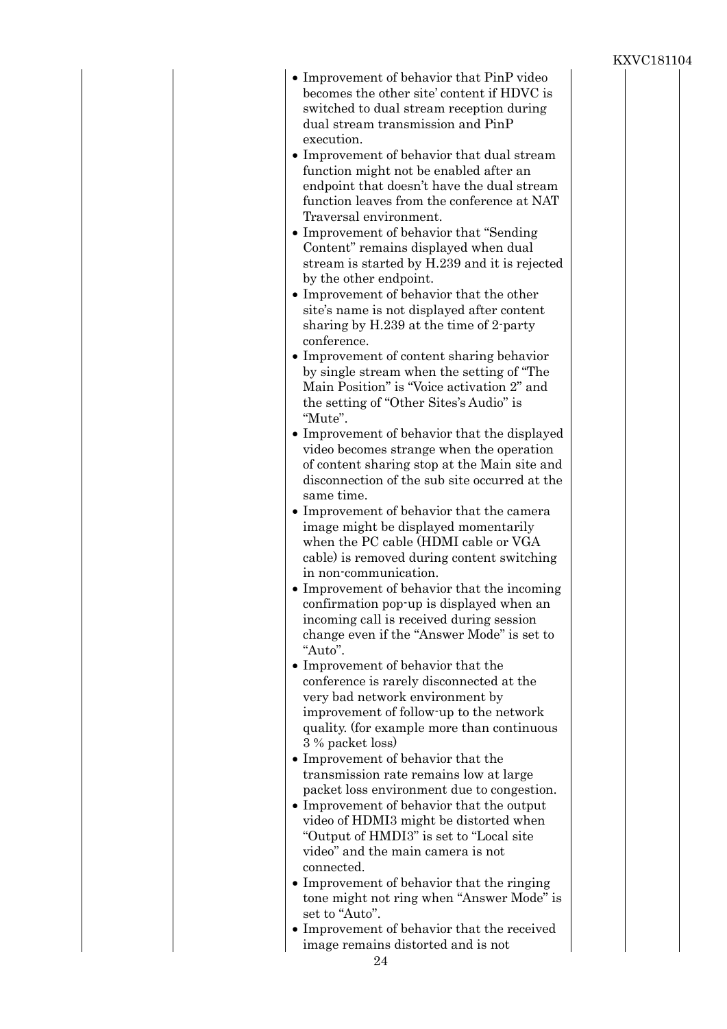| | | | | |
|---|---|---|---|---|
| | | • Improvement of behavior that PinP video becomes the other site' content if HDVC is switched to dual stream reception during dual stream transmission and PinP execution.<br>• Improvement of behavior that dual stream function might not be enabled after an endpoint that doesn't have the dual stream function leaves from the conference at NAT Traversal environment.<br>• Improvement of behavior that "Sending Content" remains displayed when dual stream is started by H.239 and it is rejected by the other endpoint.<br>• Improvement of behavior that the other site's name is not displayed after content sharing by H.239 at the time of 2-party conference.<br>• Improvement of content sharing behavior by single stream when the setting of "The Main Position" is "Voice activation 2" and the setting of "Other Sites's Audio" is "Mute".<br>• Improvement of behavior that the displayed video becomes strange when the operation of content sharing stop at the Main site and disconnection of the sub site occurred at the same time.<br>• Improvement of behavior that the camera image might be displayed momentarily when the PC cable (HDMI cable or VGA cable) is removed during content switching in non-communication.<br>• Improvement of behavior that the incoming confirmation pop-up is displayed when an incoming call is received during session change even if the "Answer Mode" is set to "Auto".<br>• Improvement of behavior that the conference is rarely disconnected at the very bad network environment by improvement of follow-up to the network quality. (for example more than continuous 3 % packet loss)<br>• Improvement of behavior that the transmission rate remains low at large packet loss environment due to congestion.<br>• Improvement of behavior that the output video of HDMI3 might be distorted when "Output of HMDI3" is set to "Local site video" and the main camera is not connected.<br>• Improvement of behavior that the ringing tone might not ring when "Answer Mode" is set to "Auto".<br>• Improvement of behavior that the received image remains distorted and is not | | |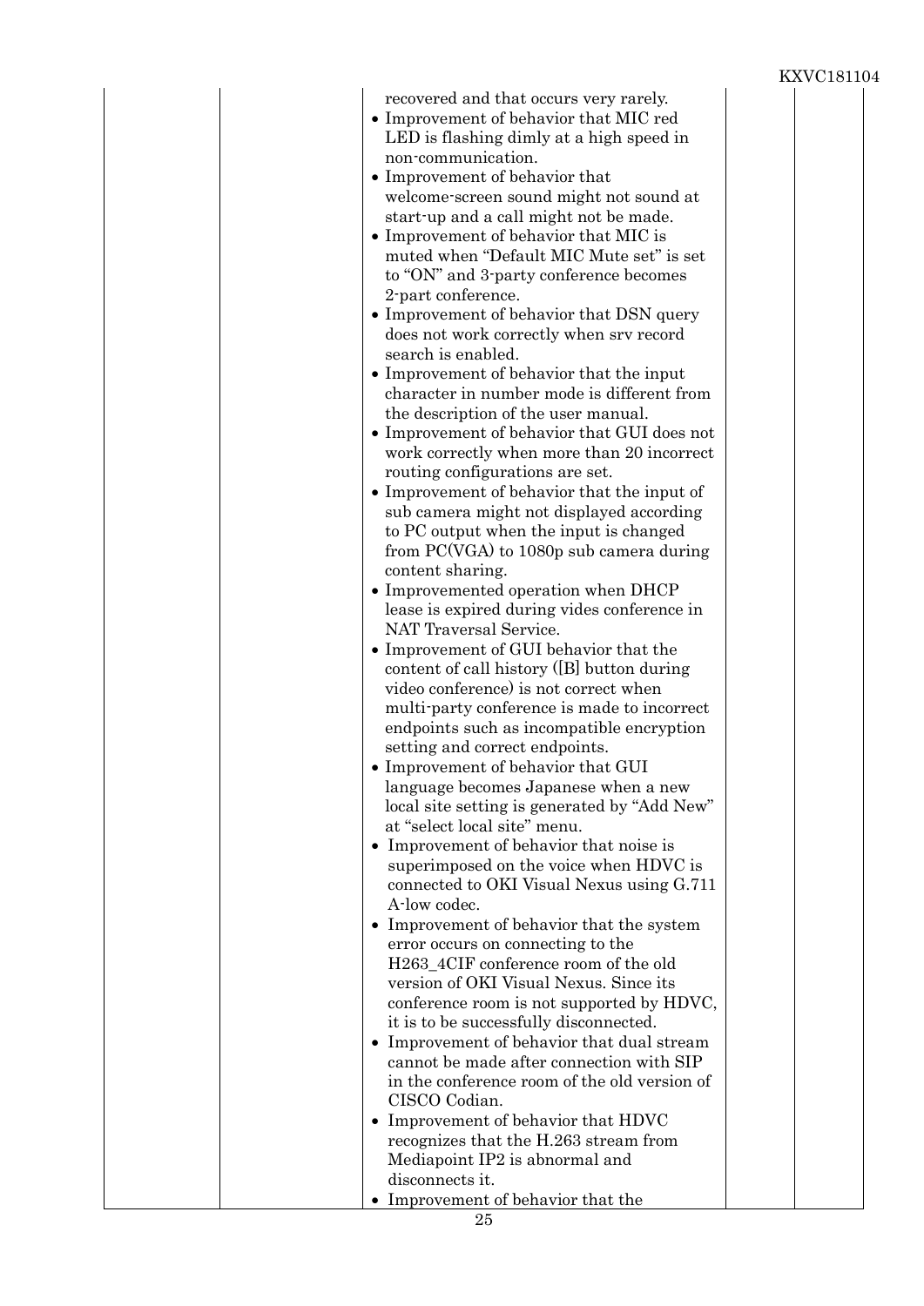| | | recovered and that occurs very rarely.<br>• Improvement of behavior that MIC red LED is flashing dimly at a high speed in non-communication.<br>• Improvement of behavior that welcome-screen sound might not sound at start-up and a call might not be made.<br>• Improvement of behavior that MIC is muted when “Default MIC Mute set” is set to “ON” and 3-party conference becomes 2-part conference.<br>• Improvement of behavior that DSN query does not work correctly when srv record search is enabled.<br>• Improvement of behavior that the input character in number mode is different from the description of the user manual.<br>• Improvement of behavior that GUI does not work correctly when more than 20 incorrect routing configurations are set.<br>• Improvement of behavior that the input of sub camera might not displayed according to PC output when the input is changed from PC(VGA) to 1080p sub camera during content sharing.<br>• Improvemented operation when DHCP lease is expired during vides conference in NAT Traversal Service.<br>• Improvement of GUI behavior that the content of call history ([B] button during video conference) is not correct when multi-party conference is made to incorrect endpoints such as incompatible encryption setting and correct endpoints.<br>• Improvement of behavior that GUI language becomes Japanese when a new local site setting is generated by “Add New” at “select local site” menu.<br>• Improvement of behavior that noise is superimposed on the voice when HDVC is connected to OKI Visual Nexus using G.711 A-low codec.<br>• Improvement of behavior that the system error occurs on connecting to the H263_4CIF conference room of the old version of OKI Visual Nexus. Since its conference room is not supported by HDVC, it is to be successfully disconnected.<br>• Improvement of behavior that dual stream cannot be made after connection with SIP in the conference room of the old version of CISCO Codian.<br>• Improvement of behavior that HDVC recognizes that the H.263 stream from Mediapoint IP2 is abnormal and disconnects it.<br>• Improvement of behavior that the | | |
|---|---|---|---|---|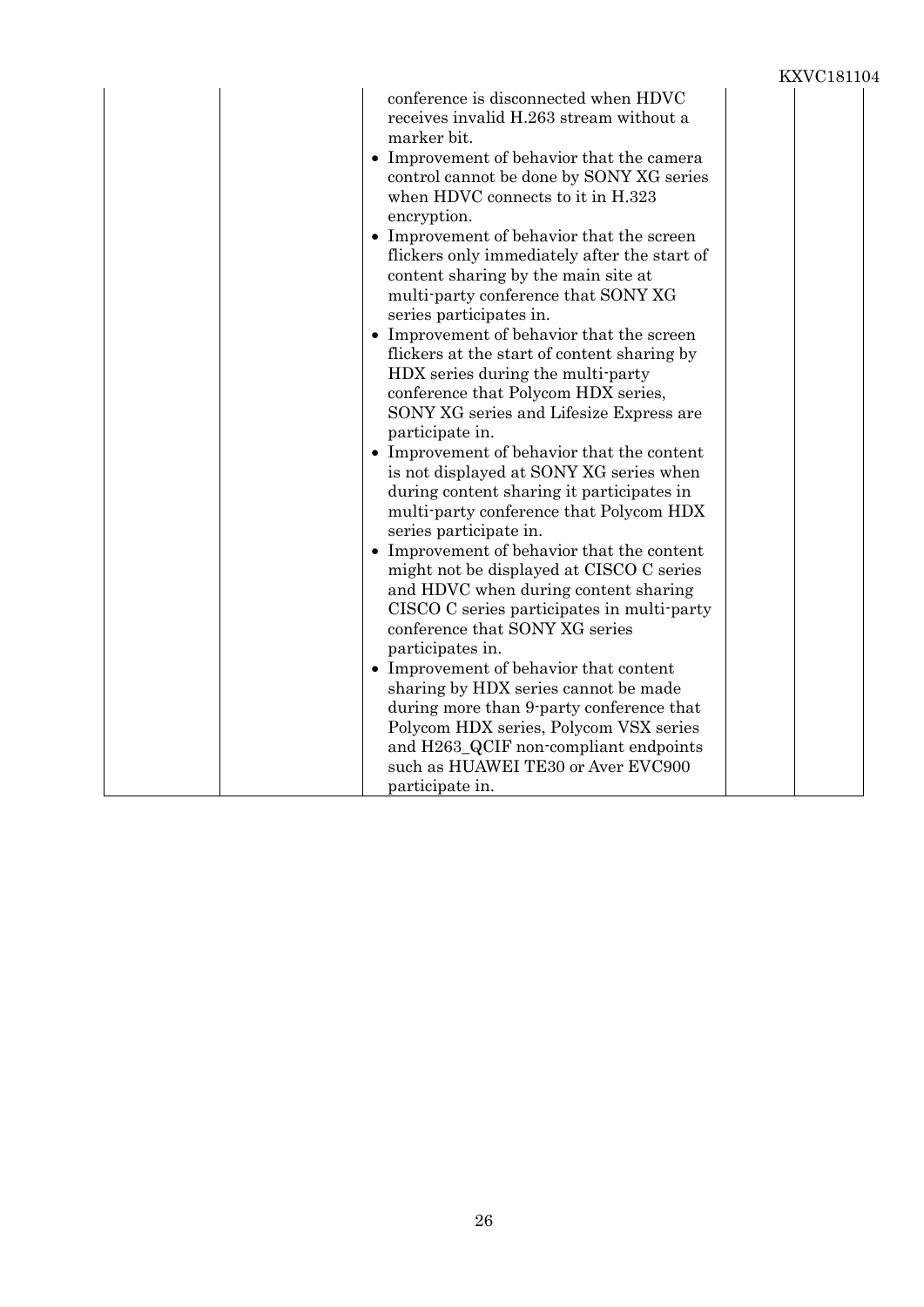|  |  | conference is disconnected when HDVC receives invalid H.263 stream without a marker bit.<br>• Improvement of behavior that the camera control cannot be done by SONY XG series when HDVC connects to it in H.323 encryption.<br>• Improvement of behavior that the screen flickers only immediately after the start of content sharing by the main site at multi-party conference that SONY XG series participates in.<br>• Improvement of behavior that the screen flickers at the start of content sharing by HDX series during the multi-party conference that Polycom HDX series, SONY XG series and Lifesize Express are participate in.<br>• Improvement of behavior that the content is not displayed at SONY XG series when during content sharing it participates in multi-party conference that Polycom HDX series participate in.<br>• Improvement of behavior that the content might not be displayed at CISCO C series and HDVC when during content sharing CISCO C series participates in multi-party conference that SONY XG series participates in.<br>• Improvement of behavior that content sharing by HDX series cannot be made during more than 9-party conference that Polycom HDX series, Polycom VSX series and H263_QCIF non-compliant endpoints such as HUAWEI TE30 or Aver EVC900 participate in. |  |  |
|---|---|---|---|---|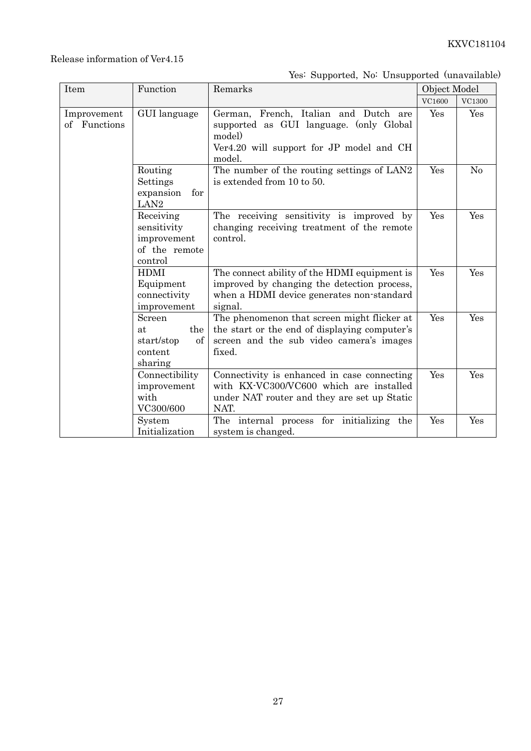Release information of Ver4.15

Yes: Supported, No: Unsupported (unavailable)

| Item | Function | Remarks | Object Model | |
|---|---|---|---|---|
| | | | VC1600 | VC1300 |
| Improvement of Functions | GUI language | German, French, Italian and Dutch are supported as GUI language. (only Global model)<br>Ver4.20 will support for JP model and CH model. | Yes | Yes |
| | Routing Settings expansion for LAN2 | The number of the routing settings of LAN2 is extended from 10 to 50. | Yes | No |
| | Receiving sensitivity improvement of the remote control | The receiving sensitivity is improved by changing receiving treatment of the remote control. | Yes | Yes |
| | HDMI Equipment connectivity improvement | The connect ability of the HDMI equipment is improved by changing the detection process, when a HDMI device generates non-standard signal. | Yes | Yes |
| | Screen at the start/stop of content sharing | The phenomenon that screen might flicker at the start or the end of displaying computer's screen and the sub video camera's images fixed. | Yes | Yes |
| | Connectibility improvement with VC300/600 | Connectivity is enhanced in case connecting with KX-VC300/VC600 which are installed under NAT router and they are set up Static NAT. | Yes | Yes |
| | System Initialization | The internal process for initializing the system is changed. | Yes | Yes |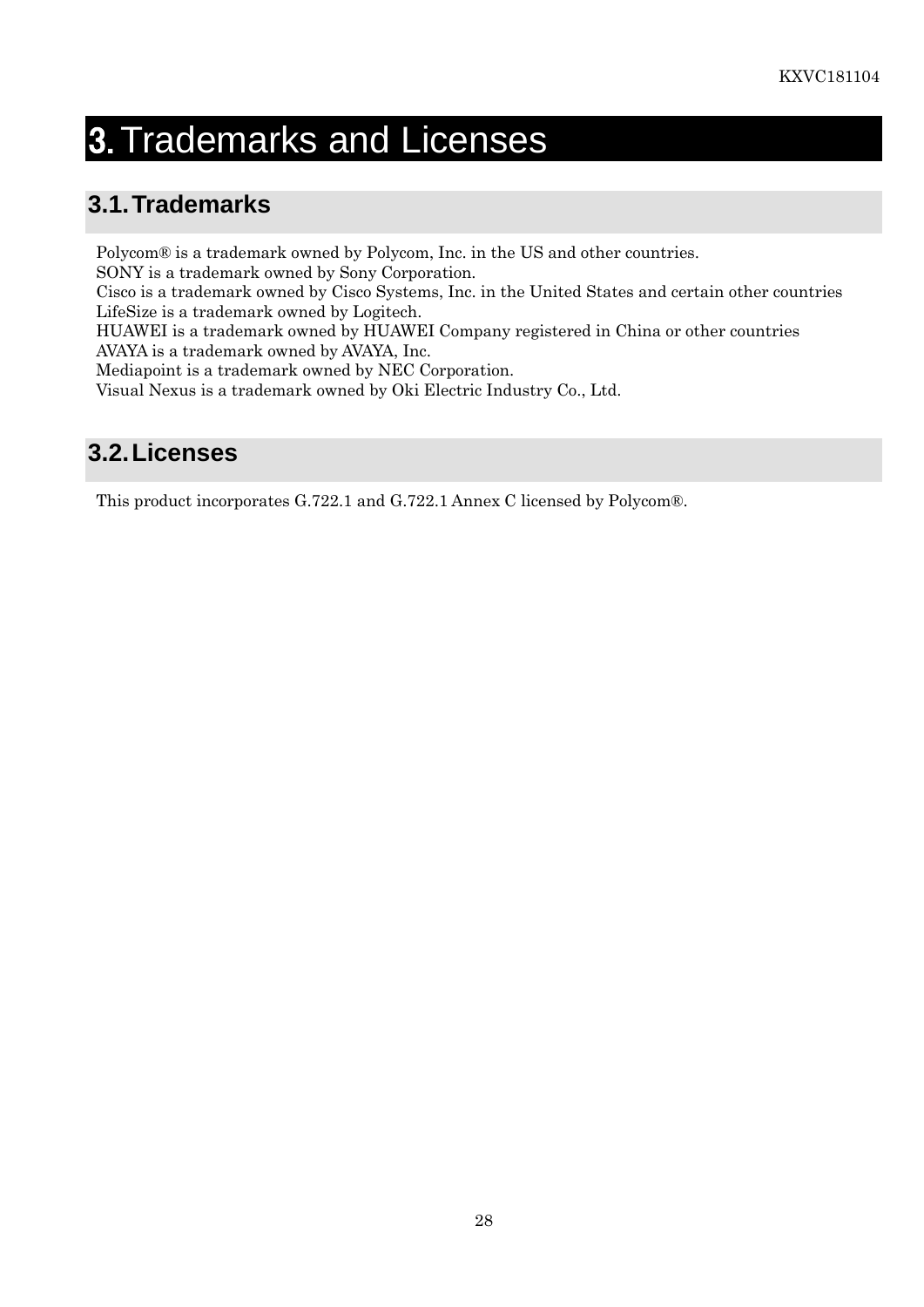# 3. Trademarks and Licenses

## 3.1. Trademarks

Polycom® is a trademark owned by Polycom, Inc. in the US and other countries.
SONY is a trademark owned by Sony Corporation.
Cisco is a trademark owned by Cisco Systems, Inc. in the United States and certain other countries
LifeSize is a trademark owned by Logitech.
HUAWEI is a trademark owned by HUAWEI Company registered in China or other countries
AVAYA is a trademark owned by AVAYA, Inc.
Mediapoint is a trademark owned by NEC Corporation.
Visual Nexus is a trademark owned by Oki Electric Industry Co., Ltd.

## 3.2. Licenses

This product incorporates G.722.1 and G.722.1 Annex C licensed by Polycom®.